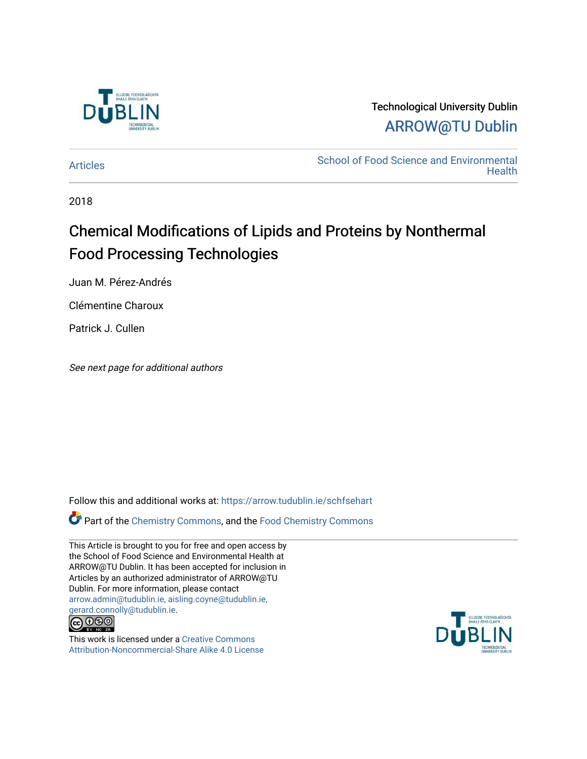Technological University Dublin

ARROW@TU Dublin

Articles

School of Food Science and Environmental Health

2018

# Chemical Modifications of Lipids and Proteins by Nonthermal Food Processing Technologies

Juan M. Pérez-Andrés

Clémentine Charoux

Patrick J. Cullen

*See next page for additional authors*

Follow this and additional works at: https://arrow.tudublin.ie/schfsehart

Part of the Chemistry Commons, and the Food Chemistry Commons

This Article is brought to you for free and open access by the School of Food Science and Environmental Health at ARROW@TU Dublin. It has been accepted for inclusion in Articles by an authorized administrator of ARROW@TU Dublin. For more information, please contact arrow.admin@tudublin.ie, aisling.coyne@tudublin.ie, gerard.connolly@tudublin.ie.

This work is licensed under a Creative Commons Attribution-Noncommercial-Share Alike 4.0 License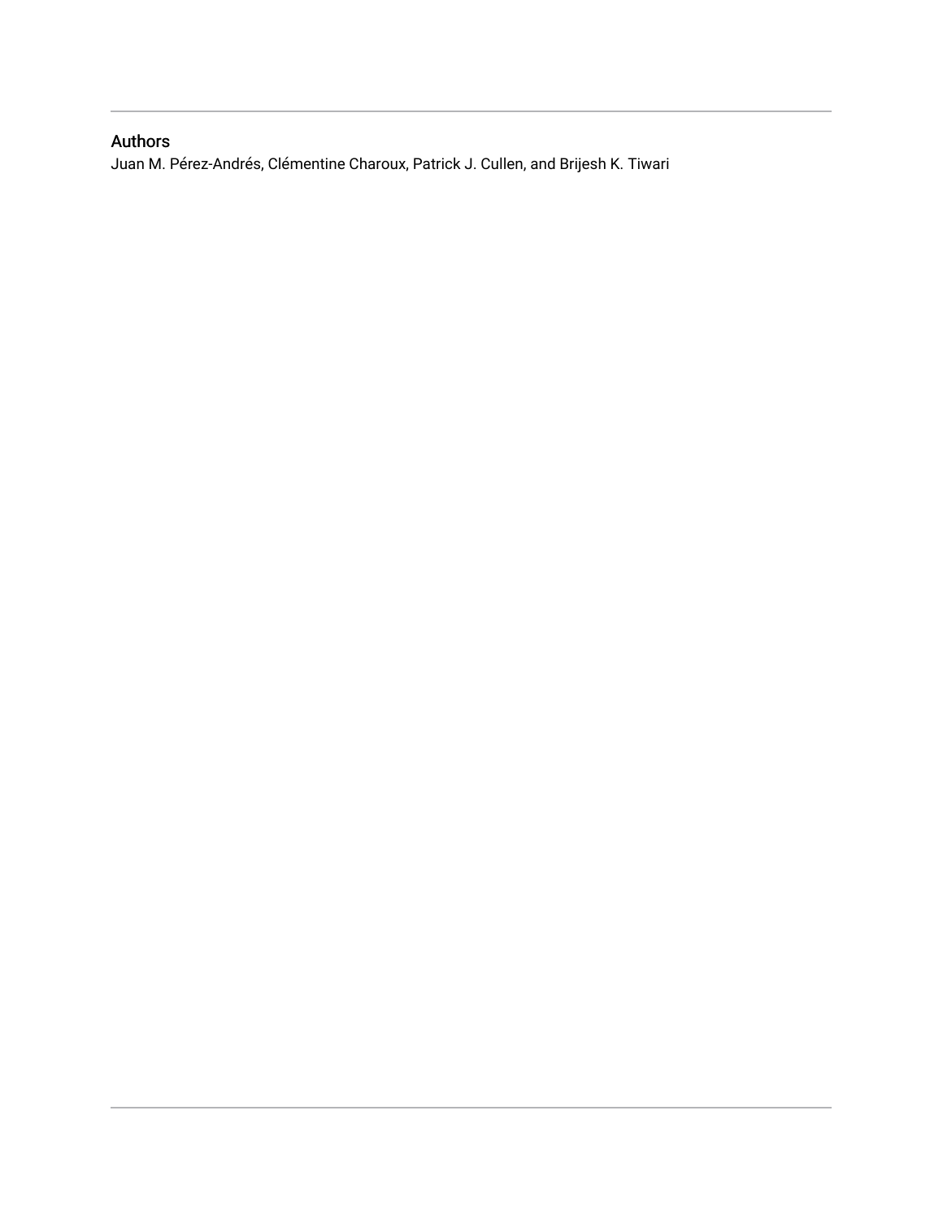## Authors

Juan M. Pérez-Andrés, Clémentine Charoux, Patrick J. Cullen, and Brijesh K. Tiwari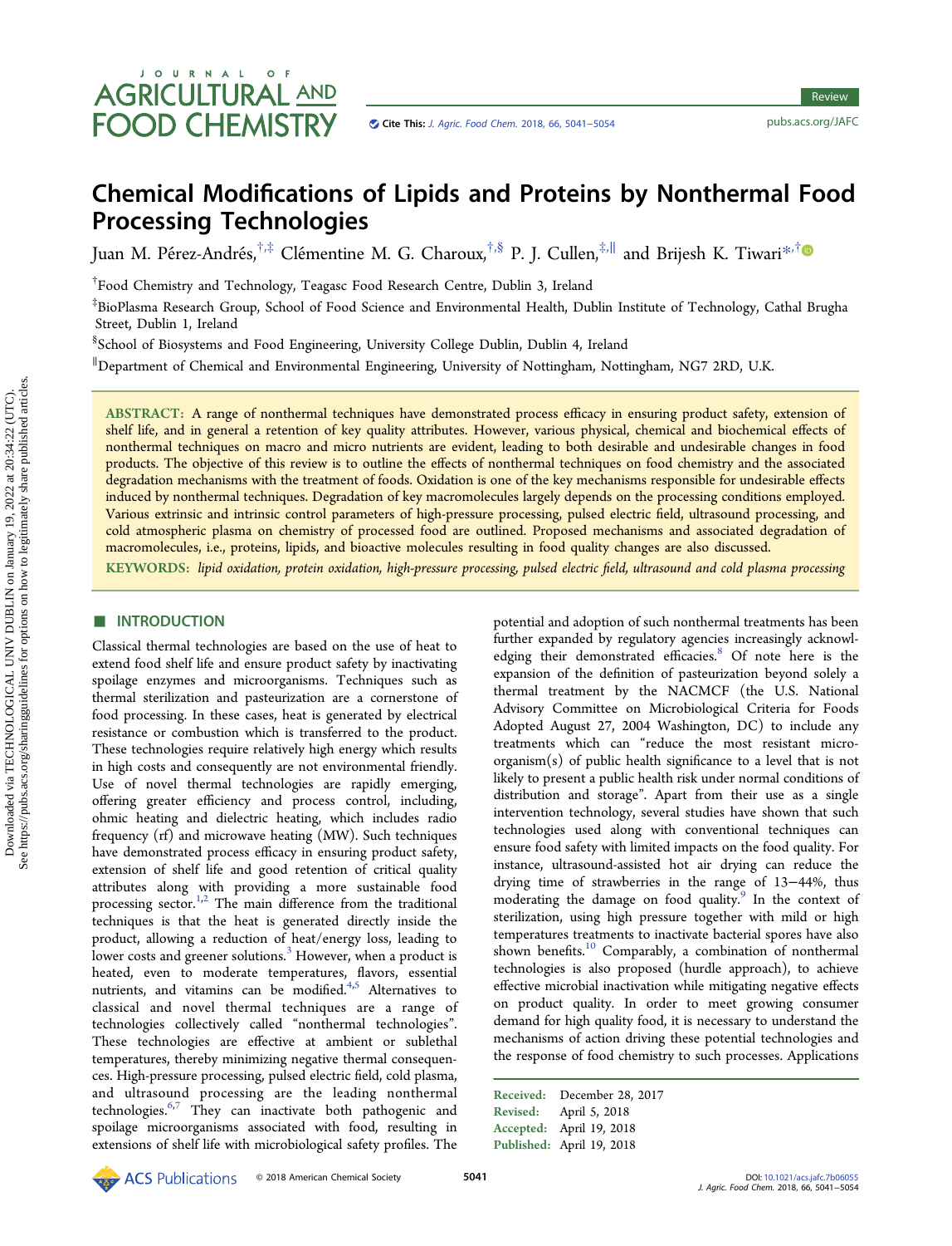# Chemical Modifications of Lipids and Proteins by Nonthermal Food Processing Technologies

Juan M. Pérez-Andrés,[†,‡] Clémentine M. G. Charoux,[†,§] P. J. Cullen,[‡,∥] and Brijesh K. Tiwari*[,†]

[†]Food Chemistry and Technology, Teagasc Food Research Centre, Dublin 3, Ireland

[‡]BioPlasma Research Group, School of Food Science and Environmental Health, Dublin Institute of Technology, Cathal Brugha Street, Dublin 1, Ireland

[§]School of Biosystems and Food Engineering, University College Dublin, Dublin 4, Ireland

[∥]Department of Chemical and Environmental Engineering, University of Nottingham, Nottingham, NG7 2RD, U.K.

**ABSTRACT:** A range of nonthermal techniques have demonstrated process efficacy in ensuring product safety, extension of shelf life, and in general a retention of key quality attributes. However, various physical, chemical and biochemical effects of nonthermal techniques on macro and micro nutrients are evident, leading to both desirable and undesirable changes in food products. The objective of this review is to outline the effects of nonthermal techniques on food chemistry and the associated degradation mechanisms with the treatment of foods. Oxidation is one of the key mechanisms responsible for undesirable effects induced by nonthermal techniques. Degradation of key macromolecules largely depends on the processing conditions employed. Various extrinsic and intrinsic control parameters of high-pressure processing, pulsed electric field, ultrasound processing, and cold atmospheric plasma on chemistry of processed food are outlined. Proposed mechanisms and associated degradation of macromolecules, i.e., proteins, lipids, and bioactive molecules resulting in food quality changes are also discussed.

**KEYWORDS:** *lipid oxidation, protein oxidation, high-pressure processing, pulsed electric field, ultrasound and cold plasma processing*

## INTRODUCTION

Classical thermal technologies are based on the use of heat to extend food shelf life and ensure product safety by inactivating spoilage enzymes and microorganisms. Techniques such as thermal sterilization and pasteurization are a cornerstone of food processing. In these cases, heat is generated by electrical resistance or combustion which is transferred to the product. These technologies require relatively high energy which results in high costs and consequently are not environmental friendly. Use of novel thermal technologies are rapidly emerging, offering greater efficiency and process control, including, ohmic heating and dielectric heating, which includes radio frequency (rf) and microwave heating (MW). Such techniques have demonstrated process efficacy in ensuring product safety, extension of shelf life and good retention of critical quality attributes along with providing a more sustainable food processing sector.[1,2] The main difference from the traditional techniques is that the heat is generated directly inside the product, allowing a reduction of heat/energy loss, leading to lower costs and greener solutions.[3] However, when a product is heated, even to moderate temperatures, flavors, essential nutrients, and vitamins can be modified.[4,5] Alternatives to classical and novel thermal techniques are a range of technologies collectively called "nonthermal technologies". These technologies are effective at ambient or sublethal temperatures, thereby minimizing negative thermal consequences. High-pressure processing, pulsed electric field, cold plasma, and ultrasound processing are the leading nonthermal technologies.[6,7] They can inactivate both pathogenic and spoilage microorganisms associated with food, resulting in extensions of shelf life with microbiological safety profiles. The potential and adoption of such nonthermal treatments has been further expanded by regulatory agencies increasingly acknowledging their demonstrated efficacies.[8] Of note here is the expansion of the definition of pasteurization beyond solely a thermal treatment by the NACMCF (the U.S. National Advisory Committee on Microbiological Criteria for Foods Adopted August 27, 2004 Washington, DC) to include any treatments which can "reduce the most resistant microorganism(s) of public health significance to a level that is not likely to present a public health risk under normal conditions of distribution and storage". Apart from their use as a single intervention technology, several studies have shown that such technologies used along with conventional techniques can ensure food safety with limited impacts on the food quality. For instance, ultrasound-assisted hot air drying can reduce the drying time of strawberries in the range of 13−44%, thus moderating the damage on food quality.[9] In the context of sterilization, using high pressure together with mild or high temperatures to inactivate bacterial spores have also shown benefits.[10] Comparably, a combination of nonthermal technologies is also proposed (hurdle approach), to achieve effective microbial inactivation while mitigating negative effects on product quality. In order to meet growing consumer demand for high quality food, it is necessary to understand the mechanisms of action driving these potential technologies and the response of food chemistry to such processes. Applications

Received: December 28, 2017
Revised: April 5, 2018
Accepted: April 19, 2018
Published: April 19, 2018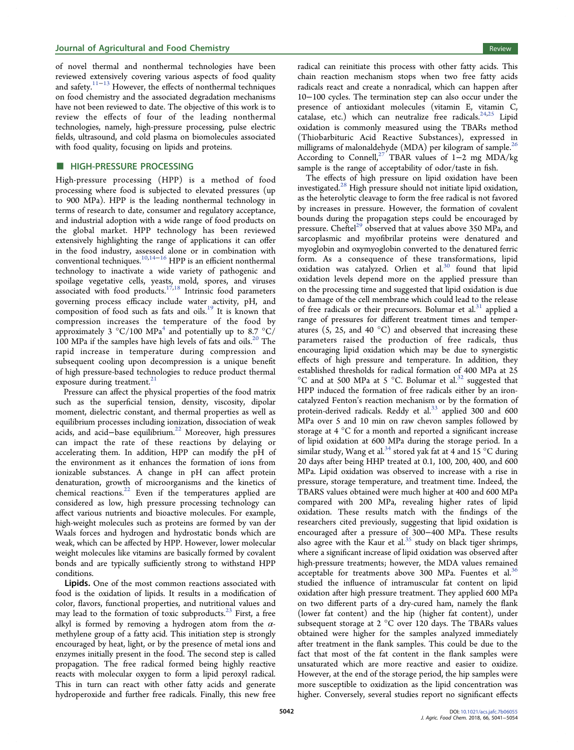of novel thermal and nonthermal technologies have been reviewed extensively covering various aspects of food quality and safety.[11−13] However, the effects of nonthermal techniques on food chemistry and the associated degradation mechanisms have not been reviewed to date. The objective of this work is to review the effects of four of the leading nonthermal technologies, namely, high-pressure processing, pulse electric fields, ultrasound, and cold plasma on biomolecules associated with food quality, focusing on lipids and proteins.

## HIGH-PRESSURE PROCESSING

High-pressure processing (HPP) is a method of food processing where food is subjected to elevated pressures (up to 900 MPa). HPP is the leading nonthermal technology in terms of research to date, consumer and regulatory acceptance, and industrial adoption with a wide range of food products on the global market. HPP technology has been reviewed extensively highlighting the range of applications it can offer in the food industry, assessed alone or in combination with conventional techniques.[10,14−16] HPP is an efficient nonthermal technology to inactivate a wide variety of pathogenic and spoilage vegetative cells, yeasts, mold, spores, and viruses associated with food products.[17,18] Intrinsic food parameters governing process efficacy include water activity, pH, and composition of food such as fats and oils.[19] It is known that compression increases the temperature of the food by approximately 3 °C/100 MPa[4] and potentially up to 8.7 °C/100 MPa if the samples have high levels of fats and oils.[20] The rapid increase in temperature during compression and subsequent cooling upon decompression is a unique benefit of high pressure-based technologies to reduce product thermal exposure during treatment.[21]

Pressure can affect the physical properties of the food matrix such as the superficial tension, density, viscosity, dipolar moment, dielectric constant, and thermal properties as well as equilibrium processes including ionization, dissociation of weak acids, and acid−base equilibrium.[22] Moreover, high pressures can impact the rate of these reactions by delaying or accelerating them. In addition, HPP can modify the pH of the environment as it enhances the formation of ions from ionizable substances. A change in pH can affect protein denaturation, growth of microorganisms and the kinetics of chemical reactions.[22] Even if the temperatures applied are considered as low, high pressure processing technology can affect various nutrients and bioactive molecules. For example, high-weight molecules such as proteins are formed by van der Waals forces and hydrogen and hydrostatic bonds which are weak, which can be affected by HPP. However, lower molecular weight molecules like vitamins are basically formed by covalent bonds and are typically sufficiently strong to withstand HPP conditions.

**Lipids.** One of the most common reactions associated with food is the oxidation of lipids. It results in a modification of color, flavors, functional properties, and nutritional values and may lead to the formation of toxic subproducts.[23] First, a free alkyl is formed by removing a hydrogen atom from the α-methylene group of a fatty acid. This initiation step is strongly encouraged by heat, light, or by the presence of metal ions and enzymes initially present in the food. The second step is called propagation. The free radical formed being highly reactive reacts with molecular oxygen to form a lipid peroxyl radical. This in turn can react with other fatty acids and generate hydroperoxide and further free radicals. Finally, this new free radical can reinitiate this process with other fatty acids. This chain reaction mechanism stops when two free fatty acids radicals react and create a nonradical, which can happen after 10−100 cycles. The termination step can also occur under the presence of antioxidant molecules (vitamin E, vitamin C, catalase, etc.) which can neutralize free radicals.[24,25] Lipid oxidation is commonly measured using the TBARs method (Thiobarbituric Acid Reactive Substances), expressed in milligrams of malonaldehyde (MDA) per kilogram of sample.[26] According to Connell,[27] TBAR values of 1−2 mg MDA/kg sample is the range of acceptability of odor/taste in fish.

The effects of high pressure on lipid oxidation have been investigated.[28] High pressure should not initiate lipid oxidation, as the heterolytic cleavage to form the free radical is not favored by increases in pressure. However, the formation of covalent bounds during the propagation steps could be encouraged by pressure. Cheftel[29] observed that at values above 350 MPa, and sarcoplasmic and myofibrilar proteins were denatured and myoglobin and oxymyoglobin converted to the denatured ferric form. As a consequence of these transformations, lipid oxidation was catalyzed. Orlien et al.[30] found that lipid oxidation levels depend more on the applied pressure than on the processing time and suggested that lipid oxidation is due to damage of the cell membrane which could lead to the release of free radicals or their precursors. Bolumar et al.[31] applied a range of pressures for different treatment times and temperatures (5, 25, and 40 °C) and observed that increasing these parameters raised the production of free radicals, thus encouraging lipid oxidation which may be due to synergistic effects of high pressure and temperature. In addition, they established thresholds for radical formation of 400 MPa at 25 °C and at 500 MPa at 5 °C. Bolumar et al.[32] suggested that HPP induced the formation of free radicals either by an iron-catalyzed Fenton's reaction mechanism or by the formation of protein-derived radicals. Reddy et al.[33] applied 300 and 600 MPa over 5 and 10 min on raw chevon samples followed by storage at 4 °C for a month and reported a significant increase of lipid oxidation at 600 MPa during the storage period. In a similar study, Wang et al.[34] stored yak fat at 4 and 15 °C during 20 days after being HHP treated at 0.1, 100, 200, 400, and 600 MPa. Lipid oxidation was observed to increase with a rise in pressure, storage temperature, and treatment time. Indeed, the TBARS values obtained were much higher at 400 and 600 MPa compared with 200 MPa, revealing higher rates of lipid oxidation. These results match with the findings of the researchers cited previously, suggesting that lipid oxidation is encouraged after a pressure of 300−400 MPa. These results also agree with the Kaur et al.[35] study on black tiger shrimps, where a significant increase of lipid oxidation was observed after high-pressure treatments; however, the MDA values remained acceptable for treatments above 300 MPa. Fuentes et al.[36] studied the influence of intramuscular fat content on lipid oxidation after high pressure treatment. They applied 600 MPa on two different parts of a dry-cured ham, namely the flank (lower fat content) and the hip (higher fat content), under subsequent storage at 2 °C over 120 days. The TBARs values obtained were higher for the samples analyzed immediately after treatment in the flank samples. This could be due to the fact that most of the fat content in the flank samples were unsaturated which are more reactive and easier to oxidize. However, at the end of the storage period, the hip samples were more susceptible to oxidization as the lipid concentration was higher. Conversely, several studies report no significant effects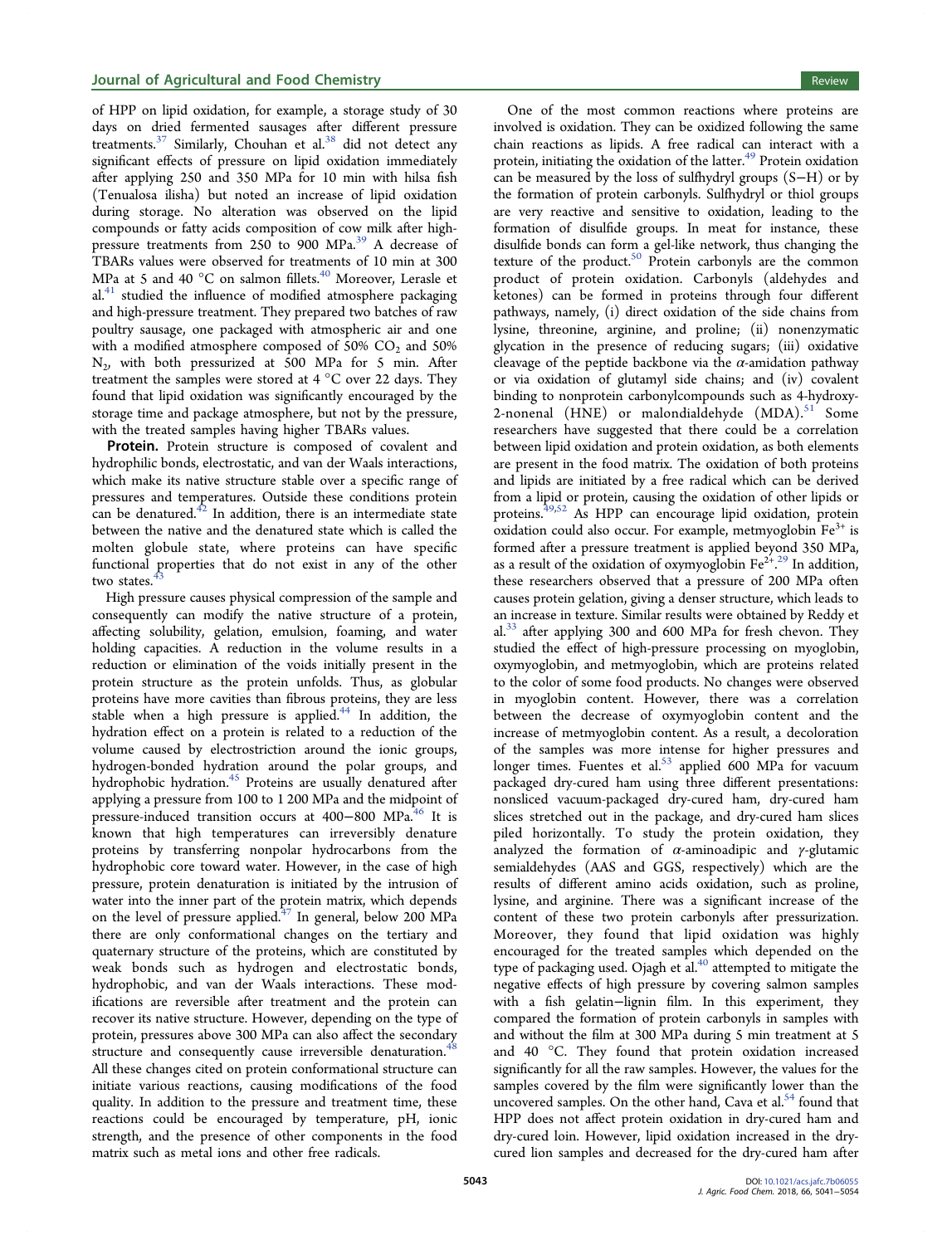of HPP on lipid oxidation, for example, a storage study of 30 days on dried fermented sausages after different pressure treatments.[37] Similarly, Chouhan et al.[38] did not detect any significant effects of pressure on lipid oxidation immediately after applying 250 and 350 MPa for 10 min with hilsa fish (Tenualosa ilisha) but noted an increase of lipid oxidation during storage. No alteration was observed on the lipid compounds or fatty acids composition of cow milk after high-pressure treatments from 250 to 900 MPa.[39] A decrease of TBARs values were observed for treatments of 10 min at 300 MPa at 5 and 40 °C on salmon fillets.[40] Moreover, Lerasle et al.[41] studied the influence of modified atmosphere packaging and high-pressure treatment. They prepared two batches of raw poultry sausage, one packaged with atmospheric air and one with a modified atmosphere composed of 50% $CO_2$ and 50% $N_2$, with both pressurized at 500 MPa for 5 min. After treatment the samples were stored at 4 °C over 22 days. They found that lipid oxidation was significantly encouraged by the storage time and package atmosphere, but not by the pressure, with the treated samples having higher TBARs values.

**Protein.** Protein structure is composed of covalent and hydrophilic bonds, electrostatic, and van der Waals interactions, which make its native structure stable over a specific range of pressures and temperatures. Outside these conditions protein can be denatured.[42] In addition, there is an intermediate state between the native and the denatured state which is called the molten globule state, where proteins can have specific functional properties that do not exist in any of the other two states.[43]

High pressure causes physical compression of the sample and consequently can modify the native structure of a protein, affecting solubility, gelation, emulsion, foaming, and water holding capacities. A reduction in the volume results in a reduction or elimination of the voids initially present in the protein structure as the protein unfolds. Thus, as globular proteins have more cavities than fibrous proteins, they are less stable when a high pressure is applied.[44] In addition, the hydration effect on a protein is related to a reduction of the volume caused by electrostriction around the ionic groups, hydrogen-bonded hydration around the polar groups, and hydrophobic hydration.[45] Proteins are usually denatured after applying a pressure from 100 to 1 200 MPa and the midpoint of pressure-induced transition occurs at 400−800 MPa.[46] It is known that high temperatures can irreversibly denature proteins by transferring nonpolar hydrocarbons from the hydrophobic core toward water. However, in the case of high pressure, protein denaturation is initiated by the intrusion of water into the inner part of the protein matrix, which depends on the level of pressure applied.[47] In general, below 200 MPa there are only conformational changes on the tertiary and quaternary structure of the proteins, which are constituted by weak bonds such as hydrogen and electrostatic bonds, hydrophobic, and van der Waals interactions. These modifications are reversible after treatment and the protein can recover its native structure. However, depending on the type of protein, pressures above 300 MPa can also affect the secondary structure and consequently cause irreversible denaturation.[48] All these changes cited on protein conformational structure can initiate various reactions, causing modifications of the food quality. In addition to the pressure and treatment time, these reactions could be encouraged by temperature, pH, ionic strength, and the presence of other components in the food matrix such as metal ions and other free radicals.

One of the most common reactions where proteins are involved is oxidation. They can be oxidized following the same chain reactions as lipids. A free radical can interact with a protein, initiating the oxidation of the latter.[49] Protein oxidation can be measured by the loss of sulfhydryl groups (S−H) or by the formation of protein carbonyls. Sulfhydryl or thiol groups are very reactive and sensitive to oxidation, leading to the formation of disulfide groups. In meat for instance, these disulfide bonds can form a gel-like network, thus changing the texture of the product.[50] Protein carbonyls are the common product of protein oxidation. Carbonyls (aldehydes and ketones) can be formed in proteins through four different pathways, namely, (i) direct oxidation of the side chains from lysine, threonine, arginine, and proline; (ii) nonenzymatic glycation in the presence of reducing sugars; (iii) oxidative cleavage of the peptide backbone via the $\alpha$-amidation pathway or via oxidation of glutamyl side chains; and (iv) covalent binding to nonprotein carbonylcompounds such as 4-hydroxy-2-nonenal (HNE) or malondialdehyde (MDA).[51] Some researchers have suggested that there could be a correlation between lipid oxidation and protein oxidation, as both elements are present in the food matrix. The oxidation of both proteins and lipids are initiated by a free radical which can be derived from a lipid or protein, causing the oxidation of other lipids or proteins.[49,52] As HPP can encourage lipid oxidation, protein oxidation could also occur. For example, metmyoglobin $Fe^{3+}$ is formed after a pressure treatment is applied beyond 350 MPa, as a result of the oxidation of oxymyoglobin $Fe^{2+}$.[29] In addition, these researchers observed that a pressure of 200 MPa often causes protein gelation, giving a denser structure, which leads to an increase in texture. Similar results were obtained by Reddy et al.[33] after applying 300 and 600 MPa for fresh chevon. They studied the effect of high-pressure processing on myoglobin, oxymyoglobin, and metmyoglobin, which are proteins related to the color of some food products. No changes were observed in myoglobin content. However, there was a correlation between the decrease of oxymyoglobin content and the increase of metmyoglobin content. As a result, a decoloration of the samples was more intense for higher pressures and longer times. Fuentes et al.[53] applied 600 MPa for vacuum packaged dry-cured ham using three different presentations: nonsliced vacuum-packaged dry-cured ham, dry-cured ham slices stretched out in the package, and dry-cured ham slices piled horizontally. To study the protein oxidation, they analyzed the formation of $\alpha$-aminoadipic and $\gamma$-glutamic semialdehydes (AAS and GGS, respectively) which are the results of different amino acids oxidation, such as proline, lysine, and arginine. There was a significant increase of the content of these two protein carbonyls after pressurization. Moreover, they found that lipid oxidation was highly encouraged for the treated samples which depended on the type of packaging used. Ojagh et al.[40] attempted to mitigate the negative effects of high pressure by covering salmon samples with a fish gelatin−lignin film. In this experiment, they compared the formation of protein carbonyls in samples with and without the film at 300 MPa during 5 min treatment at 5 and 40 °C. They found that protein oxidation increased significantly for all the raw samples. However, the values for the samples covered by the film were significantly lower than the uncovered samples. On the other hand, Cava et al.[54] found that HPP does not affect protein oxidation in dry-cured ham and dry-cured loin. However, lipid oxidation increased in the dry-cured lion samples and decreased for the dry-cured ham after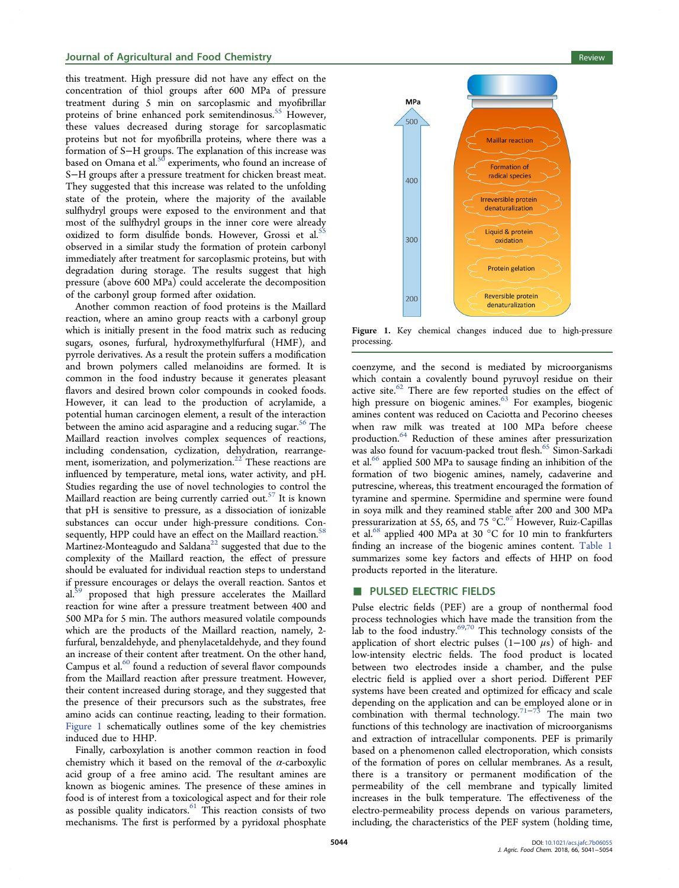this treatment. High pressure did not have any effect on the concentration of thiol groups after 600 MPa of pressure treatment during 5 min on sarcoplasmic and myofibrillar proteins of brine enhanced pork semitendinosus.[55] However, these values decreased during storage for sarcoplasmatic proteins but not for myofibrilla proteins, where there was a formation of S−H groups. The explanation of this increase was based on Omana et al.[50] experiments, who found an increase of S−H groups after a pressure treatment for chicken breast meat. They suggested that this increase was related to the unfolding state of the protein, where the majority of the available sulfhydryl groups were exposed to the environment and that most of the sulfhydryl groups in the inner core were already oxidized to form disulfide bonds. However, Grossi et al.[55] observed in a similar study the formation of protein carbonyl immediately after treatment for sarcoplasmic proteins, but with degradation during storage. The results suggest that high pressure (above 600 MPa) could accelerate the decomposition of the carbonyl group formed after oxidation.

Another common reaction of food proteins is the Maillard reaction, where an amino group reacts with a carbonyl group which is initially present in the food matrix such as reducing sugars, osones, furfural, hydroxymethylfurfural (HMF), and pyrrole derivatives. As a result the protein suffers a modification and brown polymers called melanoidins are formed. It is common in the food industry because it generates pleasant flavors and desired brown color compounds in cooked foods. However, it can lead to the production of acrylamide, a potential human carcinogen element, a result of the interaction between the amino acid asparagine and a reducing sugar.[56] The Maillard reaction involves complex sequences of reactions, including condensation, cyclization, dehydration, rearrangement, isomerization, and polymerization.[22] These reactions are influenced by temperature, metal ions, water activity, and pH. Studies regarding the use of novel technologies to control the Maillard reaction are being currently carried out.[57] It is known that pH is sensitive to pressure, as a dissociation of ionizable substances can occur under high-pressure conditions. Consequently, HPP could have an effect on the Maillard reaction.[58] Martinez-Monteagudo and Saldana[22] suggested that due to the complexity of the Maillard reaction, the effect of pressure should be evaluated for individual reaction steps to understand if pressure encourages or delays the overall reaction. Santos et al.[59] proposed that high pressure accelerates the Maillard reaction for wine after a pressure treatment between 400 and 500 MPa for 5 min. The authors measured volatile compounds which are the products of the Maillard reaction, namely, 2-furfural, benzaldehyde, and phenylacetaldehyde, and they found an increase of their content after treatment. On the other hand, Campus et al.[60] found a reduction of several flavor compounds from the Maillard reaction after pressure treatment. However, their content increased during storage, and they suggested that the presence of their precursors such as the substrates, free amino acids can continue reacting, leading to their formation. Figure 1 schematically outlines some of the key chemistries induced due to HHP.

Figure 1. Key chemical changes induced due to high-pressure processing.

Finally, carboxylation is another common reaction in food chemistry which it based on the removal of the $\alpha$-carboxylic acid group of a free amino acid. The resultant amines are known as biogenic amines. The presence of these amines in food is of interest from a toxicological aspect and for their role as possible quality indicators.[61] This reaction consists of two mechanisms. The first is performed by a pyridoxal phosphate coenzyme, and the second is mediated by microorganisms which contain a covalently bound pyruvoyl residue on their active site.[62] There are few reported studies on the effect of high pressure on biogenic amines.[63] For examples, biogenic amines content was reduced on Caciotta and Pecorino cheeses when raw milk was treated at 100 MPa before cheese production.[64] Reduction of these amines after pressurization was also found for vacuum-packed trout flesh.[65] Simon-Sarkadi et al.[66] applied 500 MPa to sausage finding an inhibition of the formation of two biogenic amines, namely, cadaverine and putrescine, whereas, this treatment encouraged the formation of tyramine and spermine. Spermidine and spermine were found in soya milk and they reamined stable after 200 and 300 MPa pressurarization at 55, 65, and 75 °C.[67] However, Ruiz-Capillas et al.[68] applied 400 MPa at 30 °C for 10 min to frankfurters finding an increase of the biogenic amines content. Table 1 summarizes some key factors and effects of HHP on food products reported in the literature.

## PULSED ELECTRIC FIELDS

Pulse electric fields (PEF) are a group of nonthermal food process technologies which have made the transition from the lab to the food industry.[69,70] This technology consists of the application of short electric pulses (1−100 $\mu$s) of high- and low-intensity electric fields. The food product is located between two electrodes inside a chamber, and the pulse electric field is applied over a short period. Different PEF systems have been created and optimized for efficacy and scale depending on the application and can be employed alone or in combination with thermal technology.[71−73] The main two functions of this technology are inactivation of microorganisms and extraction of intracellular components. PEF is primarily based on a phenomenon called electroporation, which consists of the formation of pores on cellular membranes. As a result, there is a transitory or permanent modification of the permeability of the cell membrane and typically limited increases in the bulk temperature. The effectiveness of the electro-permeability process depends on various parameters, including, the characteristics of the PEF system (holding time,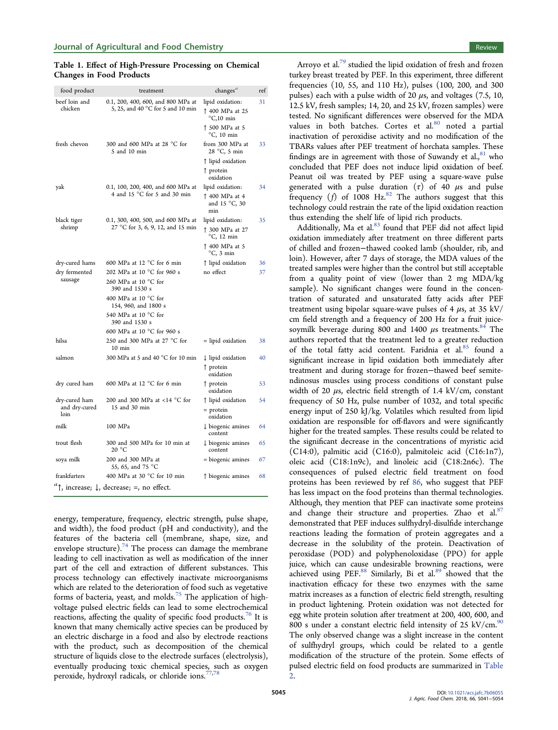**Table 1. Effect of High-Pressure Processing on Chemical Changes in Food Products**

| food product | treatment | changes[a] | ref |
|---|---|---|---|
| beef loin and chicken | 0.1, 200, 400, 600, and 800 MPa at 5, 25, and 40 °C for 5 and 10 min | lipid oxidation: ↑ 400 MPa at 25 °C,10 min ↑ 500 MPa at 5 °C, 10 min | 31 |
| fresh chevon | 300 and 600 MPa at 28 °C for 5 and 10 min | from 300 MPa at 28 °C, 5 min ↑ lipid oxidation ↑ protein oxidation | 33 |
| yak | 0.1, 100, 200, 400, and 600 MPa at 4 and 15 °C for 5 and 30 min | lipid oxidation: ↑ 400 MPa at 4 and 15 °C, 30 min | 34 |
| black tiger shrimp | 0.1, 300, 400, 500, and 600 MPa at 27 °C for 3, 6, 9, 12, and 15 min | lipid oxidation: ↑ 300 MPa at 27 °C, 12 min ↑ 400 MPa at 5 °C, 3 min | 35 |
| dry-cured hams | 600 MPa at 12 °C for 6 min | ↑ lipid oxidation | 36 |
| dry fermented sausage | 202 MPa at 10 °C for 960 s; 260 MPa at 10 °C for 390 and 1530 s; 400 MPa at 10 °C for 154, 960, and 1800 s; 540 MPa at 10 °C for 390 and 1530 s; 600 MPa at 10 °C for 960 s | no effect | 37 |
| hilsa | 250 and 300 MPa at 27 °C for 10 min | = lipid oxidation | 38 |
| salmon | 300 MPa at 5 and 40 °C for 10 min | ↓ lipid oxidation ↑ protein oxidation | 40 |
| dry cured ham | 600 MPa at 12 °C for 6 min | ↑ protein oxidation | 53 |
| dry-cured ham and dry-cured loin | 200 and 300 MPa at <14 °C for 15 and 30 min | ↑ lipid oxidation = protein oxidation | 54 |
| milk | 100 MPa | ↓ biogenic amines content | 64 |
| trout flesh | 300 and 500 MPa for 10 min at 20 °C | ↓ biogenic amines content | 65 |
| soya milk | 200 and 300 MPa at 55, 65, and 75 °C | = biogenic amines | 67 |
| frankfurters | 400 MPa at 30 °C for 10 min | ↑ biogenic amines | 68 |

[a]↑, increase; ↓, decrease; =, no effect.

energy, temperature, frequency, electric strength, pulse shape, and width), the food product (pH and conductivity), and the features of the bacteria cell (membrane, shape, size, and envelope structure).[74] The process can damage the membrane leading to cell inactivation as well as modification of the inner part of the cell and extraction of different substances. This process technology can effectively inactivate microorganisms which are related to the deterioration of food such as vegetative forms of bacteria, yeast, and molds.[75] The application of high-voltage pulsed electric fields can lead to some electrochemical reactions, affecting the quality of specific food products.[76] It is known that many chemically active species can be produced by an electric discharge in a food and also by electrode reactions with the product, such as decomposition of the chemical structure of liquids close to the electrode surfaces (electrolysis), eventually producing toxic chemical species, such as oxygen peroxide, hydroxyl radicals, or chloride ions.[77,78]

Arroyo et al.[79] studied the lipid oxidation of fresh and frozen turkey breast treated by PEF. In this experiment, three different frequencies (10, 55, and 110 Hz), pulses (100, 200, and 300 pulses) each with a pulse width of 20 $\mu$s, and voltages (7.5, 10, 12.5 kV, fresh samples; 14, 20, and 25 kV, frozen samples) were tested. No significant differences were observed for the MDA values in both batches. Cortes et al.[80] noted a partial inactivation of peroxidise activity and no modification of the TBARs values after PEF treatment of horchata samples. These findings are in agreement with those of Suwandy et al.,[81] who concluded that PEF does not induce lipid oxidation of beef. Peanut oil was treated by PEF using a square-wave pulse generated with a pulse duration ($\tau$) of 40 $\mu$s and pulse frequency ($f$) of 1008 Hz.[82] The authors suggest that this technology could restrain the rate of the lipid oxidation reaction thus extending the shelf life of lipid rich products.

Additionally, Ma et al.[83] found that PEF did not affect lipid oxidation immediately after treatment on three different parts of chilled and frozen−thawed cooked lamb (shoulder, rib, and loin). However, after 7 days of storage, the MDA values of the treated samples were higher than the control but still acceptable from a quality point of view (lower than 2 mg MDA/kg sample). No significant changes were found in the concentration of saturated and unsaturated fatty acids after PEF treatment using bipolar square-wave pulses of 4 $\mu$s, at 35 kV/cm field strength and a frequency of 200 Hz for a fruit juice-soymilk beverage during 800 and 1400 $\mu$s treatments.[84] The authors reported that the treatment led to a greater reduction of the total fatty acid content. Faridnia et al.[85] found a significant increase in lipid oxidation both immediately after treatment and during storage for frozen−thawed beef semitendinosus muscles using process conditions of constant pulse width of 20 $\mu$s, electric field strength of 1.4 kV/cm, constant frequency of 50 Hz, pulse number of 1032, and total specific energy input of 250 kJ/kg. Volatiles which resulted from lipid oxidation are responsible for off-flavors and were significantly higher for the treated samples. These results could be related to the significant decrease in the concentrations of myristic acid (C14:0), palmitic acid (C16:0), palmitoleic acid (C16:1n7), oleic acid (C18:1n9c), and linoleic acid (C18:2n6c). The consequences of pulsed electric field treatment on food proteins has been reviewed by ref 86, who suggest that PEF has less impact on the food proteins than thermal technologies. Although, they mention that PEF can inactivate some proteins and change their structure and properties. Zhao et al.[87] demonstrated that PEF induces sulfhydryl-disulfide interchange reactions leading the formation of protein aggregates and a decrease in the solubility of the protein. Deactivation of peroxidase (POD) and polyphenoloxidase (PPO) for apple juice, which can cause undesirable browning reactions, were achieved using PEF.[88] Similarly, Bi et al.[89] showed that the inactivation efficacy for these two enzymes with the same matrix increases as a function of electric field strength, resulting in product lightening. Protein oxidation was not detected for egg white protein solution after treatment at 200, 400, 600, and 800 s under a constant electric field intensity of 25 kV/cm.[90] The only observed change was a slight increase in the content of sulfhydryl groups, which could be related to a gentle modification of the structure of the protein. Some effects of pulsed electric field on food products are summarized in Table 2.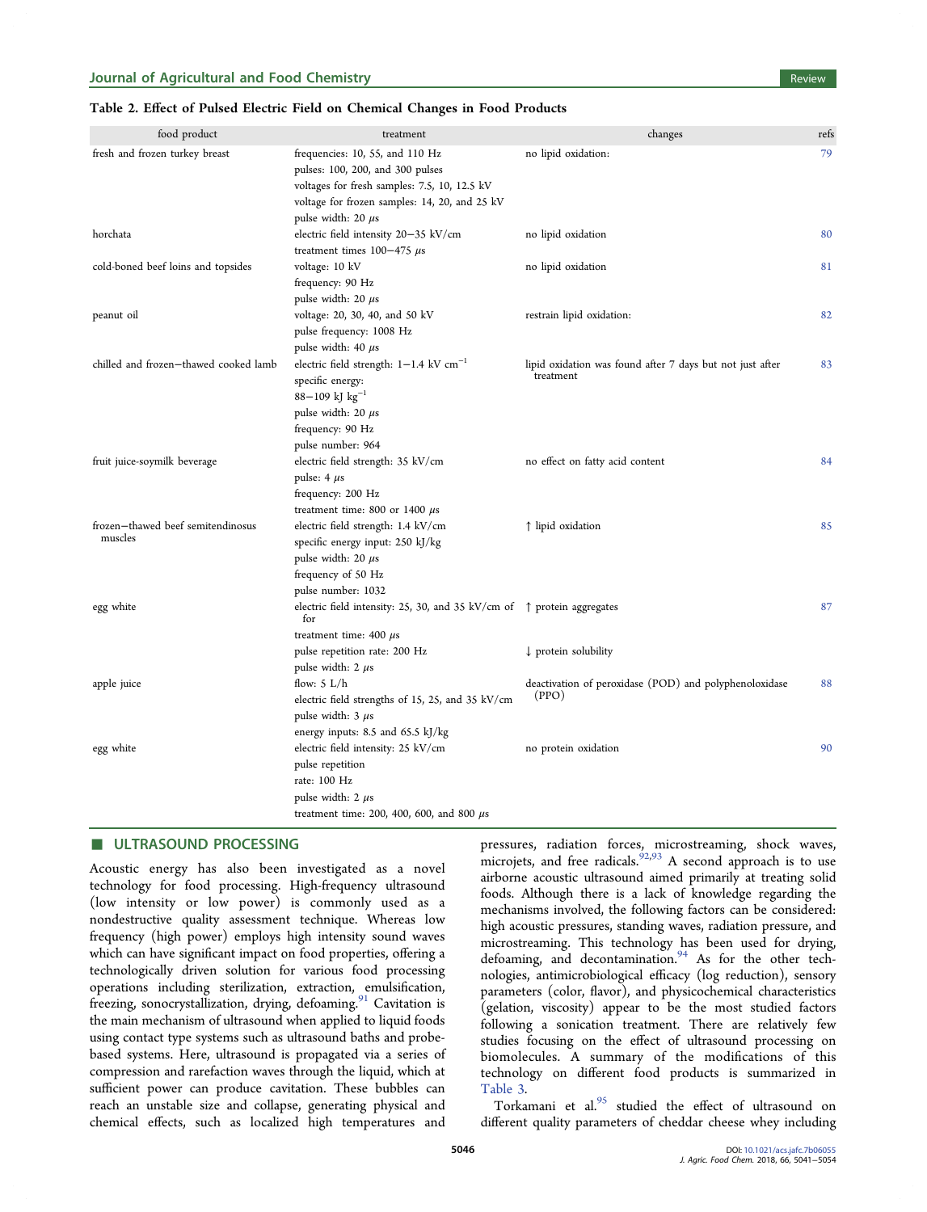**Table 2. Effect of Pulsed Electric Field on Chemical Changes in Food Products**

| food product | treatment | changes | refs |
|---|---|---|---|
| fresh and frozen turkey breast | frequencies: 10, 55, and 110 Hz<br>pulses: 100, 200, and 300 pulses<br>voltages for fresh samples: 7.5, 10, 12.5 kV<br>voltage for frozen samples: 14, 20, and 25 kV<br>pulse width: 20 μs | no lipid oxidation: | 79 |
| horchata | electric field intensity 20−35 kV/cm<br>treatment times 100−475 μs | no lipid oxidation | 80 |
| cold-boned beef loins and topsides | voltage: 10 kV<br>frequency: 90 Hz<br>pulse width: 20 μs | no lipid oxidation | 81 |
| peanut oil | voltage: 20, 30, 40, and 50 kV<br>pulse frequency: 1008 Hz<br>pulse width: 40 μs | restrain lipid oxidation: | 82 |
| chilled and frozen−thawed cooked lamb | electric field strength: 1−1.4 kV $cm^{-1}$<br>specific energy:<br>88−109 kJ $kg^{-1}$<br>pulse width: 20 μs<br>frequency: 90 Hz<br>pulse number: 964 | lipid oxidation was found after 7 days but not just after treatment | 83 |
| fruit juice-soymilk beverage | electric field strength: 35 kV/cm<br>pulse: 4 μs<br>frequency: 200 Hz<br>treatment time: 800 or 1400 μs | no effect on fatty acid content | 84 |
| frozen−thawed beef semitendinosus muscles | electric field strength: 1.4 kV/cm<br>specific energy input: 250 kJ/kg<br>pulse width: 20 μs<br>frequency of 50 Hz<br>pulse number: 1032 | ↑ lipid oxidation | 85 |
| egg white | electric field intensity: 25, 30, and 35 kV/cm of for<br>treatment time: 400 μs<br>pulse repetition rate: 200 Hz<br>pulse width: 2 μs | ↑ protein aggregates<br>↓ protein solubility | 87 |
| apple juice | flow: 5 L/h<br>electric field strengths of 15, 25, and 35 kV/cm<br>pulse width: 3 μs<br>energy inputs: 8.5 and 65.5 kJ/kg | deactivation of peroxidase (POD) and polyphenoloxidase (PPO) | 88 |
| egg white | electric field intensity: 25 kV/cm<br>pulse repetition<br>rate: 100 Hz<br>pulse width: 2 μs<br>treatment time: 200, 400, 600, and 800 μs | no protein oxidation | 90 |

## ULTRASOUND PROCESSING

Acoustic energy has also been investigated as a novel technology for food processing. High-frequency ultrasound (low intensity or low power) is commonly used as a nondestructive quality assessment technique. Whereas low frequency (high power) employs high intensity sound waves which can have significant impact on food properties, offering a technologically driven solution for various food processing operations including sterilization, extraction, emulsification, freezing, sonocrystallization, drying, defoaming.[91] Cavitation is the main mechanism of ultrasound when applied to liquid foods using contact type systems such as ultrasound baths and probe-based systems. Here, ultrasound is propagated via a series of compression and rarefaction waves through the liquid, which at sufficient power can produce cavitation. These bubbles can reach an unstable size and collapse, generating physical and chemical effects, such as localized high temperatures and pressures, radiation forces, microstreaming, shock waves, microjets, and free radicals.[92,93] A second approach is to use airborne acoustic ultrasound aimed primarily at treating solid foods. Although there is a lack of knowledge regarding the mechanisms involved, the following factors can be considered: high acoustic pressures, standing waves, radiation pressure, and microstreaming. This technology has been used for drying, defoaming, and decontamination.[94] As for the other technologies, antimicrobiological efficacy (log reduction), sensory parameters (color, flavor), and physicochemical characteristics (gelation, viscosity) appear to be the most studied factors following a sonication treatment. There are relatively few studies focusing on the effect of ultrasound processing on biomolecules. A summary of the modifications of this technology on different food products is summarized in Table 3.

Torkamani et al.[95] studied the effect of ultrasound on different quality parameters of cheddar cheese whey including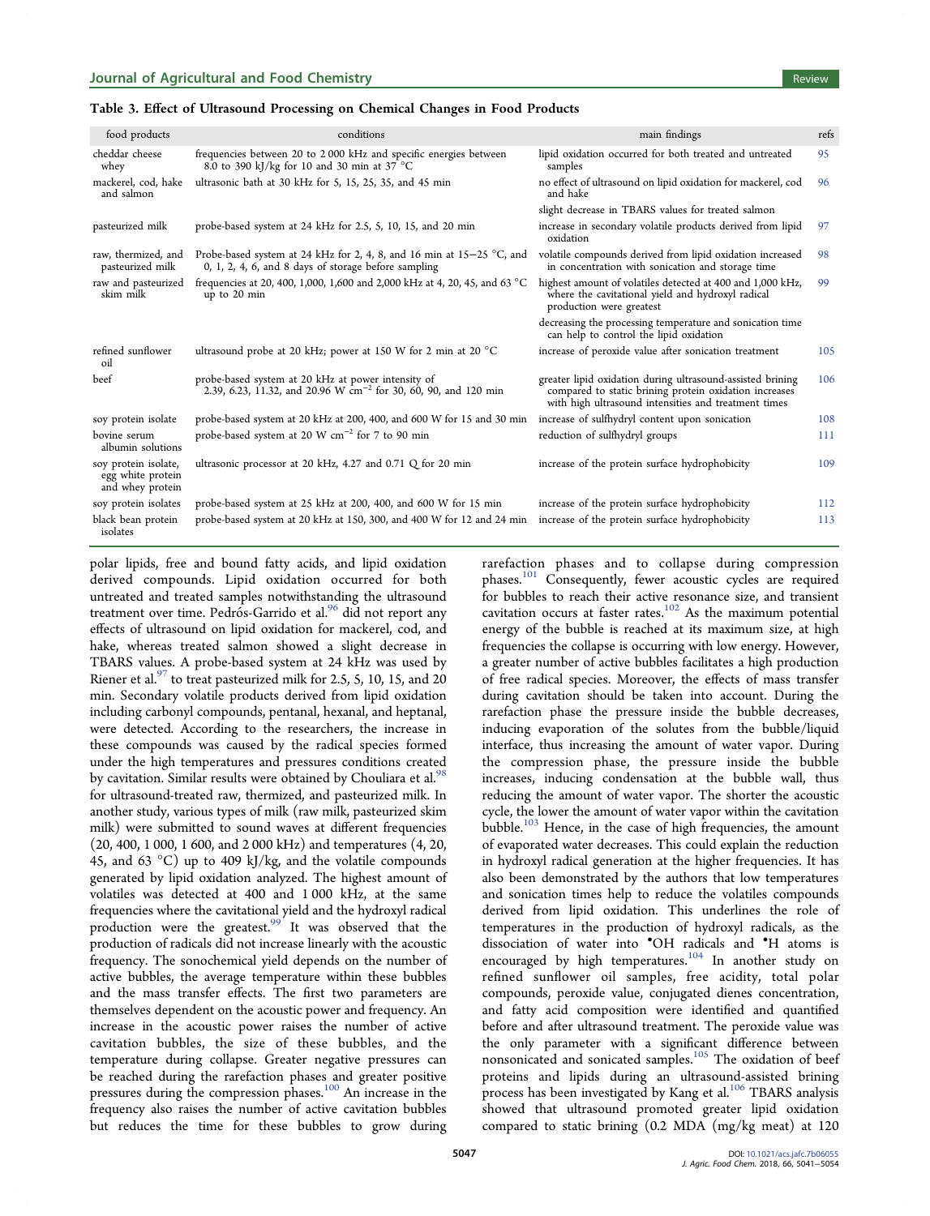**Table 3. Effect of Ultrasound Processing on Chemical Changes in Food Products**

| food products | conditions | main findings | refs |
|---|---|---|---|
| cheddar cheese whey | frequencies between 20 to 2 000 kHz and specific energies between 8.0 to 390 kJ/kg for 10 and 30 min at 37 °C | lipid oxidation occurred for both treated and untreated samples | 95 |
| mackerel, cod, hake and salmon | ultrasonic bath at 30 kHz for 5, 15, 25, 35, and 45 min | no effect of ultrasound on lipid oxidation for mackerel, cod and hake | 96 |
| | | slight decrease in TBARS values for treated salmon | |
| pasteurized milk | probe-based system at 24 kHz for 2.5, 5, 10, 15, and 20 min | increase in secondary volatile products derived from lipid oxidation | 97 |
| raw, thermized, and pasteurized milk | Probe-based system at 24 kHz for 2, 4, 8, and 16 min at 15−25 °C, and 0, 1, 2, 4, 6, and 8 days of storage before sampling | volatile compounds derived from lipid oxidation increased in concentration with sonication and storage time | 98 |
| raw and pasteurized skim milk | frequencies at 20, 400, 1,000, 1,600 and 2,000 kHz at 4, 20, 45, and 63 °C up to 20 min | highest amount of volatiles detected at 400 and 1,000 kHz, where the cavitational yield and hydroxyl radical production were greatest | 99 |
| | | decreasing the processing temperature and sonication time can help to control the lipid oxidation | |
| refined sunflower oil | ultrasound probe at 20 kHz; power at 150 W for 2 min at 20 °C | increase of peroxide value after sonication treatment | 105 |
| beef | probe-based system at 20 kHz at power intensity of 2.39, 6.23, 11.32, and 20.96 W cm$^{-2}$ for 30, 60, 90, and 120 min | greater lipid oxidation during ultrasound-assisted brining compared to static brining protein oxidation increases with high ultrasound intensities and treatment times | 106 |
| soy protein isolate | probe-based system at 20 kHz at 200, 400, and 600 W for 15 and 30 min | increase of sulfhydryl content upon sonication | 108 |
| bovine serum albumin solutions | probe-based system at 20 W cm$^{-2}$ for 7 to 90 min | reduction of sulfhydryl groups | 111 |
| soy protein isolate, egg white protein and whey protein | ultrasonic processor at 20 kHz, 4.27 and 0.71 Ω for 20 min | increase of the protein surface hydrophobicity | 109 |
| soy protein isolates | probe-based system at 25 kHz at 200, 400, and 600 W for 15 min | increase of the protein surface hydrophobicity | 112 |
| black bean protein isolates | probe-based system at 20 kHz at 150, 300, and 400 W for 12 and 24 min | increase of the protein surface hydrophobicity | 113 |

polar lipids, free and bound fatty acids, and lipid oxidation derived compounds. Lipid oxidation occurred for both untreated and treated samples notwithstanding the ultrasound treatment over time. Pedrós-Garrido et al.[96] did not report any effects of ultrasound on lipid oxidation for mackerel, cod, and hake, whereas treated salmon showed a slight decrease in TBARS values. A probe-based system at 24 kHz was used by Riener et al.[97] to treat pasteurized milk for 2.5, 5, 10, 15, and 20 min. Secondary volatile products derived from lipid oxidation including carbonyl compounds, pentanal, hexanal, and heptanal, were detected. According to the researchers, the increase in these compounds was caused by the radical species formed under the high temperatures and pressures conditions created by cavitation. Similar results were obtained by Chouliara et al.[98] for ultrasound-treated raw, thermized, and pasteurized milk. In another study, various types of milk (raw milk, pasteurized skim milk) were submitted to sound waves at different frequencies (20, 400, 1 000, 1 600, and 2 000 kHz) and temperatures (4, 20, 45, and 63 °C) up to 409 kJ/kg, and the volatile compounds generated by lipid oxidation analyzed. The highest amount of volatiles was detected at 400 and 1 000 kHz, at the same frequencies where the cavitational yield and the hydroxyl radical production were the greatest.[99] It was observed that the production of radicals did not increase linearly with the acoustic frequency. The sonochemical yield depends on the number of active bubbles, the average temperature within these bubbles and the mass transfer effects. The first two parameters are themselves dependent on the acoustic power and frequency. An increase in the acoustic power raises the number of active cavitation bubbles, the size of these bubbles, and the temperature during collapse. Greater negative pressures can be reached during the rarefaction phases and greater positive pressures during the compression phases.[100] An increase in the frequency also raises the number of active cavitation bubbles but reduces the time for these bubbles to grow during rarefaction phases and to collapse during compression phases.[101] Consequently, fewer acoustic cycles are required for bubbles to reach their active resonance size, and transient cavitation occurs at faster rates.[102] As the maximum potential energy of the bubble is reached at its maximum size, at high frequencies the collapse is occurring with low energy. However, a greater number of active bubbles facilitates a high production of free radical species. Moreover, the effects of mass transfer during cavitation should be taken into account. During the rarefaction phase the pressure inside the bubble decreases, inducing evaporation of the solutes from the bubble/liquid interface, thus increasing the amount of water vapor. During the compression phase, the pressure inside the bubble increases, inducing condensation at the bubble wall, thus reducing the amount of water vapor. The shorter the acoustic cycle, the lower the amount of water vapor within the cavitation bubble.[103] Hence, in the case of high frequencies, the amount of evaporated water decreases. This could explain the reduction in hydroxyl radical generation at the higher frequencies. It has also been demonstrated by the authors that low temperatures and sonication times help to reduce the volatiles compounds derived from lipid oxidation. This underlines the role of temperatures in the production of hydroxyl radicals, as the dissociation of water into $^{\bullet}$OH radicals and $^{\bullet}$H atoms is encouraged by high temperatures.[104] In another study on refined sunflower oil samples, free acidity, total polar compounds, peroxide value, conjugated dienes concentration, and fatty acid composition were identified and quantified before and after ultrasound treatment. The peroxide value was the only parameter with a significant difference between nonsonicated and sonicated samples.[105] The oxidation of beef proteins and lipids during an ultrasound-assisted brining process has been investigated by Kang et al.[106] TBARS analysis showed that ultrasound promoted greater lipid oxidation compared to static brining (0.2 MDA (mg/kg meat) at 120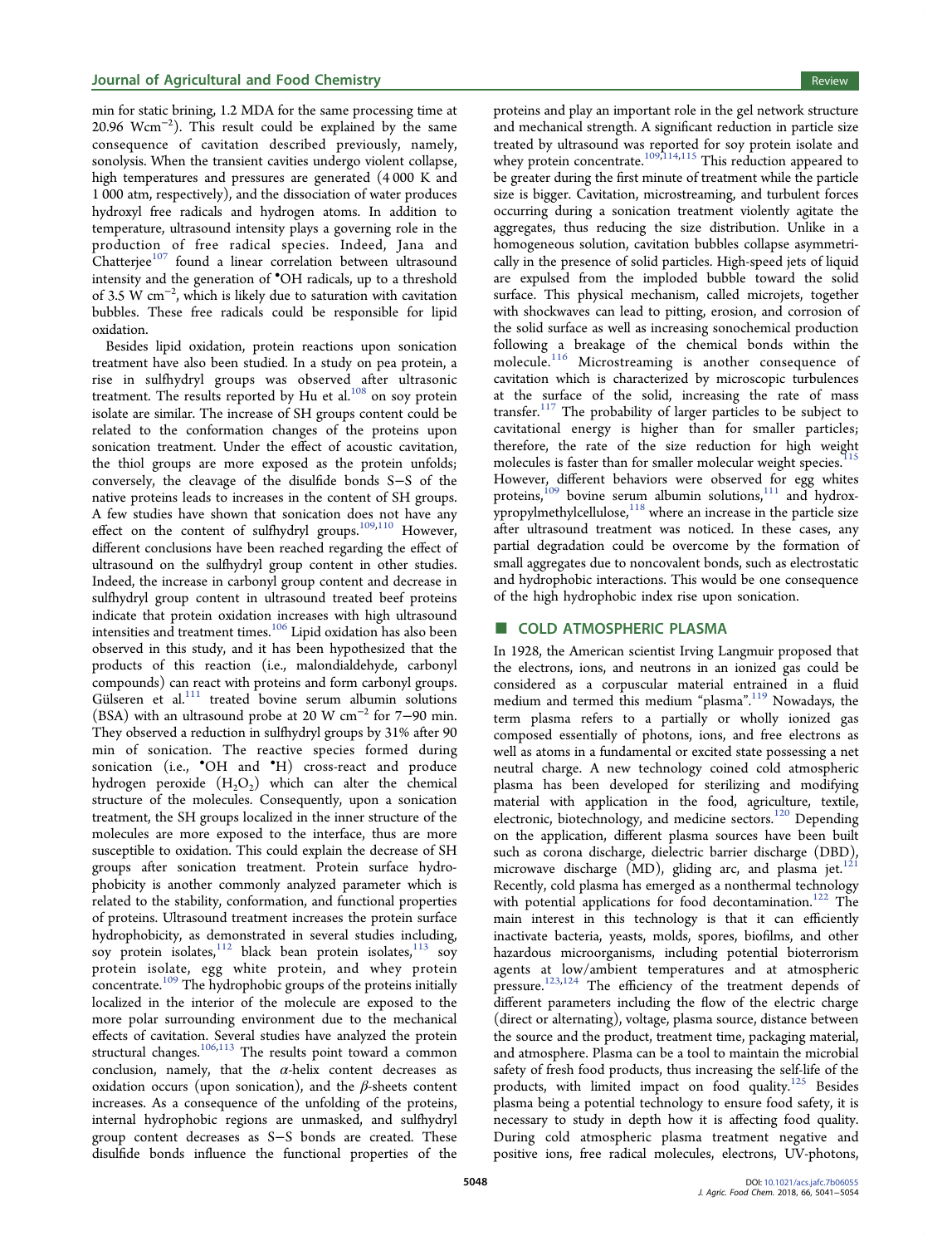min for static brining, 1.2 MDA for the same processing time at 20.96 W$cm^{-2}$). This result could be explained by the same consequence of cavitation described previously, namely, sonolysis. When the transient cavities undergo violent collapse, high temperatures and pressures are generated (4 000 K and 1 000 atm, respectively), and the dissociation of water produces hydroxyl free radicals and hydrogen atoms. In addition to temperature, ultrasound intensity plays a governing role in the production of free radical species. Indeed, Jana and Chatterjee[107] found a linear correlation between ultrasound intensity and the generation of $^{\bullet}OH$ radicals, up to a threshold of 3.5 W $cm^{-2}$, which is likely due to saturation with cavitation bubbles. These free radicals could be responsible for lipid oxidation.

Besides lipid oxidation, protein reactions upon sonication treatment have also been studied. In a study on pea protein, a rise in sulfhydryl groups was observed after ultrasonic treatment. The results reported by Hu et al.[108] on soy protein isolate are similar. The increase of SH groups content could be related to the conformation changes of the proteins upon sonication treatment. Under the effect of acoustic cavitation, the thiol groups are more exposed as the protein unfolds; conversely, the cleavage of the disulfide bonds S−S of the native proteins leads to increases in the content of SH groups. A few studies have shown that sonication does not have any effect on the content of sulfhydryl groups.[109,110] However, different conclusions have been reached regarding the effect of ultrasound on the sulfhydryl group content in other studies. Indeed, the increase in carbonyl group content and decrease in sulfhydryl group content in ultrasound treated beef proteins indicate that protein oxidation increases with high ultrasound intensities and treatment times.[106] Lipid oxidation has also been observed in this study, and it has been hypothesized that the products of this reaction (i.e., malondialdehyde, carbonyl compounds) can react with proteins and form carbonyl groups. Gülseren et al.[111] treated bovine serum albumin solutions (BSA) with an ultrasound probe at 20 W $cm^{-2}$ for 7−90 min. They observed a reduction in sulfhydryl groups by 31% after 90 min of sonication. The reactive species formed during sonication (i.e., $^{\bullet}OH$ and $^{\bullet}H$) cross-react and produce hydrogen peroxide ($H_2O_2$) which can alter the chemical structure of the molecules. Consequently, upon a sonication treatment, the SH groups localized in the inner structure of the molecules are more exposed to the interface, thus are more susceptible to oxidation. This could explain the decrease of SH groups after sonication treatment. Protein surface hydrophobicity is another commonly analyzed parameter which is related to the stability, conformation, and functional properties of proteins. Ultrasound treatment increases the protein surface hydrophobicity, as demonstrated in several studies including, soy protein isolates,[112] black bean protein isolates,[113] soy protein isolate, egg white protein, and whey protein concentrate.[109] The hydrophobic groups of the proteins initially localized in the interior of the molecule are exposed to the more polar surrounding environment due to the mechanical effects of cavitation. Several studies have analyzed the protein structural changes.[106,113] The results point toward a common conclusion, namely, that the $\alpha$-helix content decreases as oxidation occurs (upon sonication), and the $\beta$-sheets content increases. As a consequence of the unfolding of the proteins, internal hydrophobic regions are unmasked, and sulfhydryl group content decreases as S−S bonds are created. These disulfide bonds influence the functional properties of the proteins and play an important role in the gel network structure and mechanical strength. A significant reduction in particle size treated by ultrasound was reported for soy protein isolate and whey protein concentrate.[109,114,115] This reduction appeared to be greater during the first minute of treatment while the particle size is bigger. Cavitation, microstreaming, and turbulent forces occurring during a sonication treatment violently agitate the aggregates, thus reducing the size distribution. Unlike in a homogeneous solution, cavitation bubbles collapse asymmetrically in the presence of solid particles. High-speed jets of liquid are expulsed from the imploded bubble toward the solid surface. This physical mechanism, called microjets, together with shockwaves can lead to pitting, erosion, and corrosion of the solid surface as well as increasing sonochemical production following a breakage of the chemical bonds within the molecule.[116] Microstreaming is another consequence of cavitation which is characterized by microscopic turbulences at the surface of the solid, increasing the rate of mass transfer.[117] The probability of larger particles to be subject to cavitational energy is higher than for smaller particles; therefore, the rate of the size reduction for high weight molecules is faster than for smaller molecular weight species.[115] However, different behaviors were observed for egg whites proteins,[109] bovine serum albumin solutions,[111] and hydroxypropylmethylcellulose,[118] where an increase in the particle size after ultrasound treatment was noticed. In these cases, any partial degradation could be overcome by the formation of small aggregates due to noncovalent bonds, such as electrostatic and hydrophobic interactions. This would be one consequence of the high hydrophobic index rise upon sonication.

## ■ COLD ATMOSPHERIC PLASMA

In 1928, the American scientist Irving Langmuir proposed that the electrons, ions, and neutrons in an ionized gas could be considered as a corpuscular material entrained in a fluid medium and termed this medium "plasma".[119] Nowadays, the term plasma refers to a partially or wholly ionized gas composed essentially of photons, ions, and free electrons as well as atoms in a fundamental or excited state possessing a net neutral charge. A new technology coined cold atmospheric plasma has been developed for sterilizing and modifying material with application in the food, agriculture, textile, electronic, biotechnology, and medicine sectors.[120] Depending on the application, different plasma sources have been built such as corona discharge, dielectric barrier discharge (DBD), microwave discharge (MD), gliding arc, and plasma jet.[121] Recently, cold plasma has emerged as a nonthermal technology with potential applications for food decontamination.[122] The main interest in this technology is that it can efficiently inactivate bacteria, yeasts, molds, spores, biofilms, and other hazardous microorganisms, including potential bioterrorism agents at low/ambient temperatures and at atmospheric pressure.[123,124] The efficiency of the treatment depends of different parameters including the flow of the electric charge (direct or alternating), voltage, plasma source, distance between the source and the product, treatment time, packaging material, and atmosphere. Plasma can be a tool to maintain the microbial safety of fresh food products, thus increasing the self-life of the products, with limited impact on food quality.[125] Besides plasma being a potential technology to ensure food safety, it is necessary to study in depth how it is affecting food quality. During cold atmospheric plasma treatment negative and positive ions, free radical molecules, electrons, UV-photons,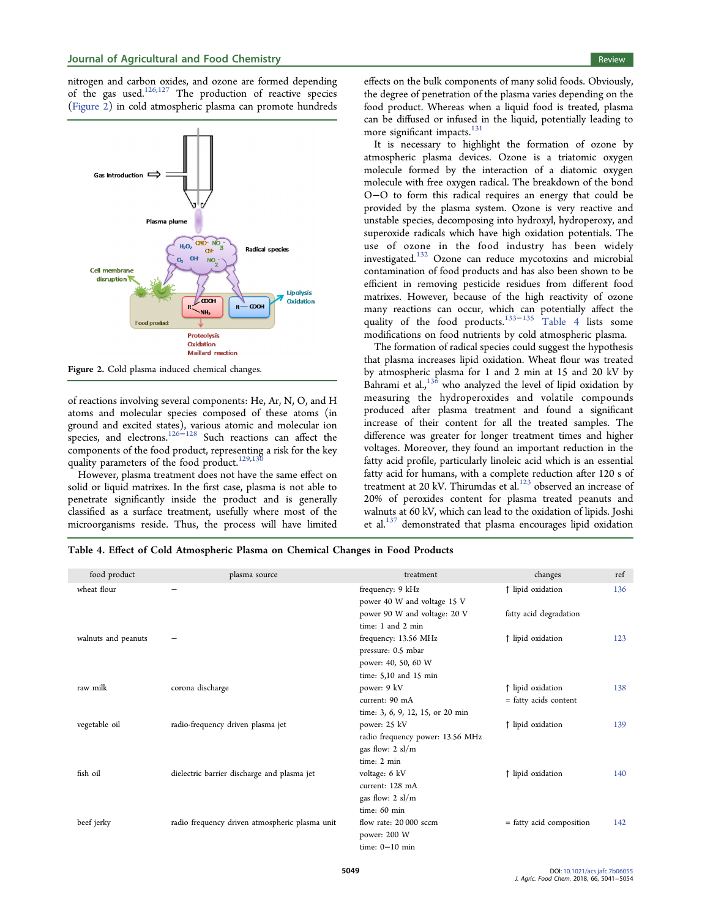nitrogen and carbon oxides, and ozone are formed depending of the gas used.[126,127] The production of reactive species (Figure 2) in cold atmospheric plasma can promote hundreds of reactions involving several components: He, Ar, N, O, and H atoms and molecular species composed of these atoms (in ground and excited states), various atomic and molecular ion species, and electrons.[126−128] Such reactions can affect the components of the food product, representing a risk for the key quality parameters of the food product.[129,130]

Figure 2. Cold plasma induced chemical changes.

However, plasma treatment does not have the same effect on solid or liquid matrixes. In the first case, plasma is not able to penetrate significantly inside the product and is generally classified as a surface treatment, usefully where most of the microorganisms reside. Thus, the process will have limited effects on the bulk components of many solid foods. Obviously, the degree of penetration of the plasma varies depending on the food product. Whereas when a liquid food is treated, plasma can be diffused or infused in the liquid, potentially leading to more significant impacts.[131]

It is necessary to highlight the formation of ozone by atmospheric plasma devices. Ozone is a triatomic oxygen molecule formed by the interaction of a diatomic oxygen molecule with free oxygen radical. The breakdown of the bond O−O to form this radical requires an energy that could be provided by the plasma system. Ozone is very reactive and unstable species, decomposing into hydroxyl, hydroperoxy, and superoxide radicals which have high oxidation potentials. The use of ozone in the food industry has been widely investigated.[132] Ozone can reduce mycotoxins and microbial contamination of food products and has also been shown to be efficient in removing pesticide residues from different food matrixes. However, because of the high reactivity of ozone many reactions can occur, which can potentially affect the quality of the food products.[133−135] Table 4 lists some modifications on food nutrients by cold atmospheric plasma.

The formation of radical species could suggest the hypothesis that plasma increases lipid oxidation. Wheat flour was treated by atmospheric plasma for 1 and 2 min at 15 and 20 kV by Bahrami et al.,[136] who analyzed the level of lipid oxidation by measuring the hydroperoxides and volatile compounds produced after plasma treatment and found a significant increase of their content for all the treated samples. The difference was greater for longer treatment times and higher voltages. Moreover, they found an important reduction in the fatty acid profile, particularly linoleic acid which is an essential fatty acid for humans, with a complete reduction after 120 s of treatment at 20 kV. Thirumdas et al.[123] observed an increase of 20% of peroxides content for plasma treated peanuts and walnuts at 60 kV, which can lead to the oxidation of lipids. Joshi et al.[137] demonstrated that plasma encourages lipid oxidation

**Table 4. Effect of Cold Atmospheric Plasma on Chemical Changes in Food Products**

| food product | plasma source | treatment | changes | ref |
|---|---|---|---|---|
| wheat flour | − | frequency: 9 kHz<br>power 40 W and voltage 15 V<br>power 90 W and voltage: 20 V<br>time: 1 and 2 min | ↑ lipid oxidation<br><br>fatty acid degradation | 136 |
| walnuts and peanuts | − | frequency: 13.56 MHz<br>pressure: 0.5 mbar<br>power: 40, 50, 60 W<br>time: 5,10 and 15 min | ↑ lipid oxidation | 123 |
| raw milk | corona discharge | power: 9 kV<br>current: 90 mA<br>time: 3, 6, 9, 12, 15, or 20 min | ↑ lipid oxidation<br>= fatty acids content | 138 |
| vegetable oil | radio-frequency driven plasma jet | power: 25 kV<br>radio frequency power: 13.56 MHz<br>gas flow: 2 sl/m<br>time: 2 min | ↑ lipid oxidation | 139 |
| fish oil | dielectric barrier discharge and plasma jet | voltage: 6 kV<br>current: 128 mA<br>gas flow: 2 sl/m<br>time: 60 min | ↑ lipid oxidation | 140 |
| beef jerky | radio frequency driven atmospheric plasma unit | flow rate: 20 000 sccm<br>power: 200 W<br>time: 0−10 min | = fatty acid composition | 142 |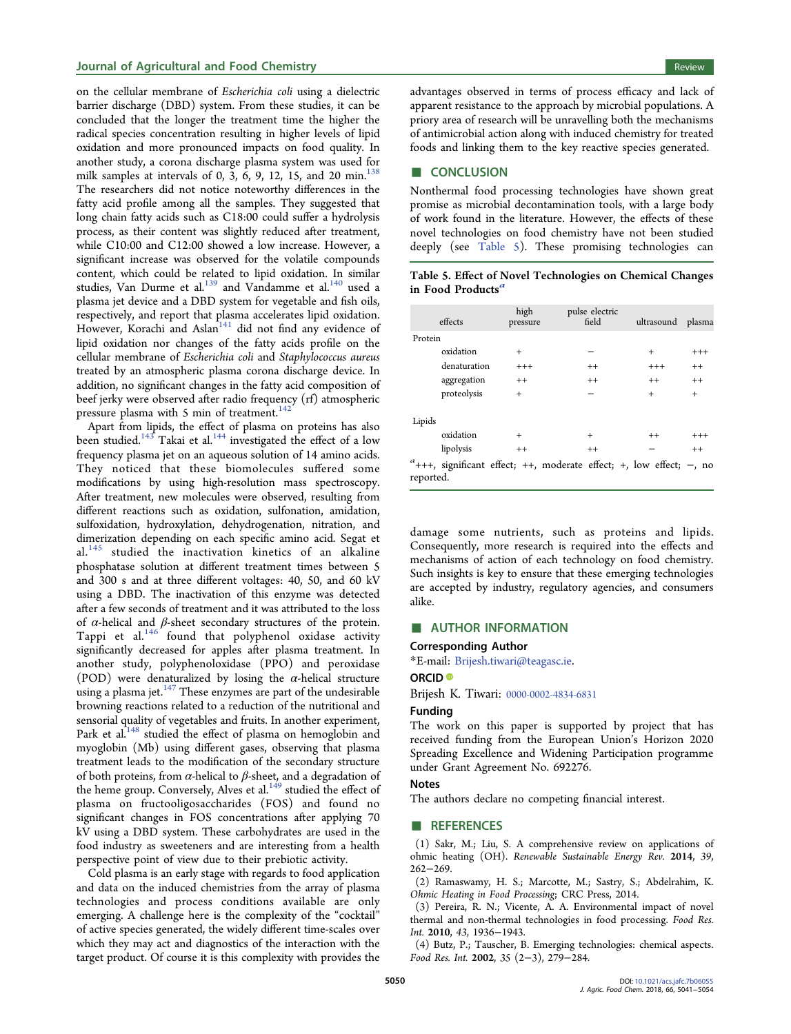on the cellular membrane of *Escherichia coli* using a dielectric barrier discharge (DBD) system. From these studies, it can be concluded that the longer the treatment time the higher the radical species concentration resulting in higher levels of lipid oxidation and more pronounced impacts on food quality. In another study, a corona discharge plasma system was used for milk samples at intervals of 0, 3, 6, 9, 12, 15, and 20 min.[138] The researchers did not notice noteworthy differences in the fatty acid profile among all the samples. They suggested that long chain fatty acids such as C18:00 could suffer a hydrolysis process, as their content was slightly reduced after treatment, while C10:00 and C12:00 showed a low increase. However, a significant increase was observed for the volatile compounds content, which could be related to lipid oxidation. In similar studies, Van Durme et al.[139] and Vandamme et al.[140] used a plasma jet device and a DBD system for vegetable and fish oils, respectively, and report that plasma accelerates lipid oxidation. However, Korachi and Aslan[141] did not find any evidence of lipid oxidation nor changes of the fatty acids profile on the cellular membrane of *Escherichia coli* and *Staphylococcus aureus* treated by an atmospheric plasma corona discharge device. In addition, no significant changes in the fatty acid composition of beef jerky were observed after radio frequency (rf) atmospheric pressure plasma with 5 min of treatment.[142]

Apart from lipids, the effect of plasma on proteins has also been studied.[143] Takai et al.[144] investigated the effect of a low frequency plasma jet on an aqueous solution of 14 amino acids. They noticed that these biomolecules suffered some modifications by using high-resolution mass spectroscopy. After treatment, new molecules were observed, resulting from different reactions such as oxidation, sulfonation, amidation, sulfoxidation, hydroxylation, dehydrogenation, nitration, and dimerization depending on each specific amino acid. Segat et al.[145] studied the inactivation kinetics of an alkaline phosphatase solution at different treatment times between 5 and 300 s and at three different voltages: 40, 50, and 60 kV using a DBD. The inactivation of this enzyme was detected after a few seconds of treatment and it was attributed to the loss of α-helical and β-sheet secondary structures of the protein. Tappi et al.[146] found that polyphenol oxidase activity significantly decreased for apples after plasma treatment. In another study, polyphenoloxidase (PPO) and peroxidase (POD) were denaturalized by losing the α-helical structure using a plasma jet.[147] These enzymes are part of the undesirable browning reactions related to a reduction of the nutritional and sensorial quality of vegetables and fruits. In another experiment, Park et al.[148] studied the effect of plasma on hemoglobin and myoglobin (Mb) using different gases, observing that plasma treatment leads to the modification of the secondary structure of both proteins, from α-helical to β-sheet, and a degradation of the heme group. Conversely, Alves et al.[149] studied the effect of plasma on fructooligosaccharides (FOS) and found no significant changes in FOS concentrations after applying 70 kV using a DBD system. These carbohydrates are used in the food industry as sweeteners and are interesting from a health perspective point of view due to their prebiotic activity.

Cold plasma is an early stage with regards to food application and data on the induced chemistries from the array of plasma technologies and process conditions available are only emerging. A challenge here is the complexity of the "cocktail" of active species generated, the widely different time-scales over which they may act and diagnostics of the interaction with the target product. Of course it is this complexity with provides the advantages observed in terms of process efficacy and lack of apparent resistance to the approach by microbial populations. A priory area of research will be unravelling both the mechanisms of antimicrobial action along with induced chemistry for treated foods and linking them to the key reactive species generated.

## CONCLUSION

Nonthermal food processing technologies have shown great promise as microbial decontamination tools, with a large body of work found in the literature. However, the effects of these novel technologies on food chemistry have not been studied deeply (see Table 5). These promising technologies can damage some nutrients, such as proteins and lipids. Consequently, more research is required into the effects and mechanisms of action of each technology on food chemistry. Such insights is key to ensure that these emerging technologies are accepted by industry, regulatory agencies, and consumers alike.

**Table 5. Effect of Novel Technologies on Chemical Changes in Food Products**[a]

| effects | high pressure | pulse electric field | ultrasound | plasma |
|---|---|---|---|---|
| Protein | | | | |
| oxidation | + | − | + | +++ |
| denaturation | +++ | ++ | +++ | ++ |
| aggregation | ++ | ++ | ++ | ++ |
| proteolysis | + | − | + | + |
| Lipids | | | | |
| oxidation | + | + | ++ | +++ |
| lipolysis | ++ | ++ | − | ++ |

[a] +++, significant effect; ++, moderate effect; +, low effect; −, no reported.

## AUTHOR INFORMATION

### Corresponding Author

*E-mail: Brijesh.tiwari@teagasc.ie.

### ORCID

Brijesh K. Tiwari: 0000-0002-4834-6831

### Funding

The work on this paper is supported by project that has received funding from the European Union's Horizon 2020 Spreading Excellence and Widening Participation programme under Grant Agreement No. 692276.

### Notes

The authors declare no competing financial interest.

## REFERENCES

(1) Sakr, M.; Liu, S. A comprehensive review on applications of ohmic heating (OH). *Renewable Sustainable Energy Rev.* **2014**, *39*, 262−269.

(2) Ramaswamy, H. S.; Marcotte, M.; Sastry, S.; Abdelrahim, K. *Ohmic Heating in Food Processing*; CRC Press, 2014.

(3) Pereira, R. N.; Vicente, A. A. Environmental impact of novel thermal and non-thermal technologies in food processing. *Food Res. Int.* **2010**, *43*, 1936−1943.

(4) Butz, P.; Tauscher, B. Emerging technologies: chemical aspects. *Food Res. Int.* **2002**, *35* (2−3), 279−284.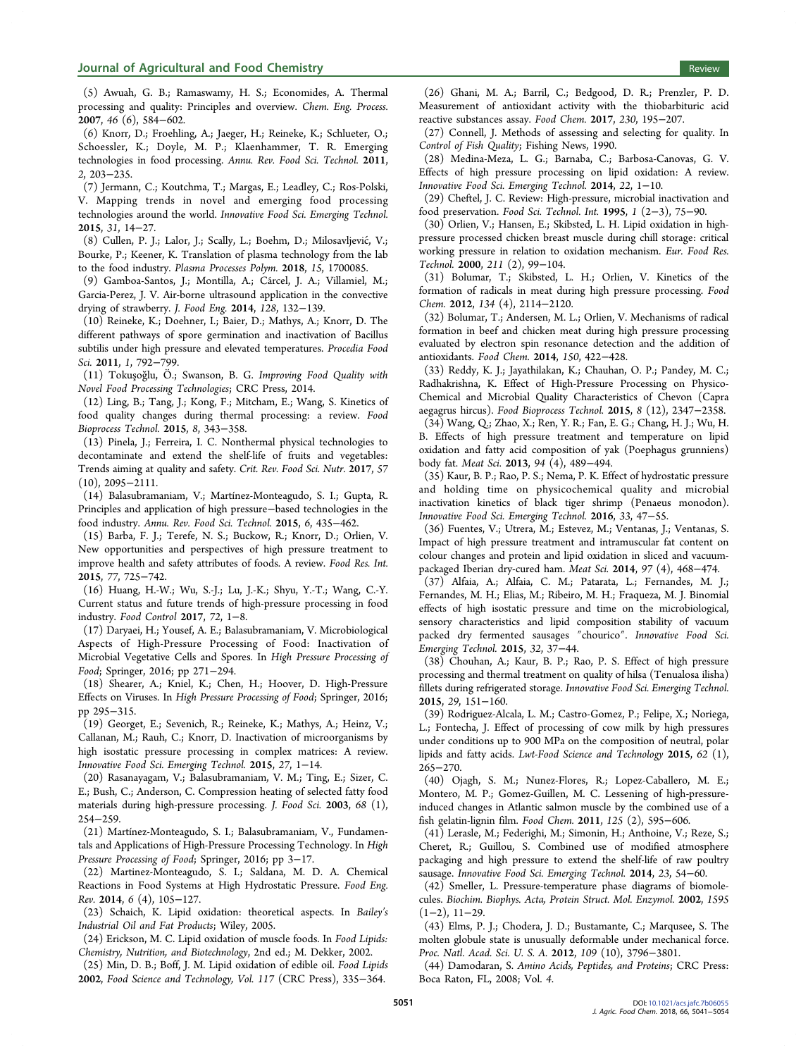(5) Awuah, G. B.; Ramaswamy, H. S.; Economides, A. Thermal processing and quality: Principles and overview. *Chem. Eng. Process.* **2007**, *46* (6), 584−602.

(6) Knorr, D.; Froehling, A.; Jaeger, H.; Reineke, K.; Schlueter, O.; Schoessler, K.; Doyle, M. P.; Klaenhammer, T. R. Emerging technologies in food processing. *Annu. Rev. Food Sci. Technol.* **2011**, *2*, 203−235.

(7) Jermann, C.; Koutchma, T.; Margas, E.; Leadley, C.; Ros-Polski, V. Mapping trends in novel and emerging food processing technologies around the world. *Innovative Food Sci. Emerging Technol.* **2015**, *31*, 14−27.

(8) Cullen, P. J.; Lalor, J.; Scally, L.; Boehm, D.; Milosavljević, V.; Bourke, P.; Keener, K. Translation of plasma technology from the lab to the food industry. *Plasma Processes Polym.* **2018**, *15*, 1700085.

(9) Gamboa-Santos, J.; Montilla, A.; Cárcel, J. A.; Villamiel, M.; Garcia-Perez, J. V. Air-borne ultrasound application in the convective drying of strawberry. *J. Food Eng.* **2014**, *128*, 132−139.

(10) Reineke, K.; Doehner, I.; Baier, D.; Mathys, A.; Knorr, D. The different pathways of spore germination and inactivation of Bacillus subtilis under high pressure and elevated temperatures. *Procedia Food Sci.* **2011**, *1*, 792−799.

(11) Tokuşoğlu, Ö.; Swanson, B. G. *Improving Food Quality with Novel Food Processing Technologies*; CRC Press, 2014.

(12) Ling, B.; Tang, J.; Kong, F.; Mitcham, E.; Wang, S. Kinetics of food quality changes during thermal processing: a review. *Food Bioprocess Technol.* **2015**, *8*, 343−358.

(13) Pinela, J.; Ferreira, I. C. Nonthermal physical technologies to decontaminate and extend the shelf-life of fruits and vegetables: Trends aiming at quality and safety. *Crit. Rev. Food Sci. Nutr.* **2017**, *57* (10), 2095−2111.

(14) Balasubramaniam, V.; Martínez-Monteagudo, S. I.; Gupta, R. Principles and application of high pressure−based technologies in the food industry. *Annu. Rev. Food Sci. Technol.* **2015**, *6*, 435−462.

(15) Barba, F. J.; Terefe, N. S.; Buckow, R.; Knorr, D.; Orlien, V. New opportunities and perspectives of high pressure treatment to improve health and safety attributes of foods. A review. *Food Res. Int.* **2015**, *77*, 725−742.

(16) Huang, H.-W.; Wu, S.-J.; Lu, J.-K.; Shyu, Y.-T.; Wang, C.-Y. Current status and future trends of high-pressure processing in food industry. *Food Control* **2017**, *72*, 1−8.

(17) Daryaei, H.; Yousef, A. E.; Balasubramaniam, V. Microbiological Aspects of High-Pressure Processing of Food: Inactivation of Microbial Vegetative Cells and Spores. In *High Pressure Processing of Food*; Springer, 2016; pp 271−294.

(18) Shearer, A.; Kniel, K.; Chen, H.; Hoover, D. High-Pressure Effects on Viruses. In *High Pressure Processing of Food*; Springer, 2016; pp 295−315.

(19) Georget, E.; Sevenich, R.; Reineke, K.; Mathys, A.; Heinz, V.; Callanan, M.; Rauh, C.; Knorr, D. Inactivation of microorganisms by high isostatic pressure processing in complex matrices: A review. *Innovative Food Sci. Emerging Technol.* **2015**, *27*, 1−14.

(20) Rasanayagam, V.; Balasubramaniam, V. M.; Ting, E.; Sizer, C. E.; Bush, C.; Anderson, C. Compression heating of selected fatty food materials during high-pressure processing. *J. Food Sci.* **2003**, *68* (1), 254−259.

(21) Martínez-Monteagudo, S. I.; Balasubramaniam, V., Fundamentals and Applications of High-Pressure Processing Technology. In *High Pressure Processing of Food*; Springer, 2016; pp 3−17.

(22) Martinez-Monteagudo, S. I.; Saldana, M. D. A. Chemical Reactions in Food Systems at High Hydrostatic Pressure. *Food Eng. Rev.* **2014**, *6* (4), 105−127.

(23) Schaich, K. Lipid oxidation: theoretical aspects. In *Bailey's Industrial Oil and Fat Products*; Wiley, 2005.

(24) Erickson, M. C. Lipid oxidation of muscle foods. In *Food Lipids: Chemistry, Nutrition, and Biotechnology*, 2nd ed.; M. Dekker, 2002.

(25) Min, D. B.; Boff, J. M. Lipid oxidation of edible oil. *Food Lipids* **2002**, *Food Science and Technology, Vol. 117* (CRC Press), 335−364.

(26) Ghani, M. A.; Barril, C.; Bedgood, D. R.; Prenzler, P. D. Measurement of antioxidant activity with the thiobarbituric acid reactive substances assay. *Food Chem.* **2017**, *230*, 195−207.

(27) Connell, J. Methods of assessing and selecting for quality. In *Control of Fish Quality*; Fishing News, 1990.

(28) Medina-Meza, L. G.; Barnaba, C.; Barbosa-Canovas, G. V. Effects of high pressure processing on lipid oxidation: A review. *Innovative Food Sci. Emerging Technol.* **2014**, *22*, 1−10.

(29) Cheftel, J. C. Review: High-pressure, microbial inactivation and food preservation. *Food Sci. Technol. Int.* **1995**, *1* (2−3), 75−90.

(30) Orlien, V.; Hansen, E.; Skibsted, L. H. Lipid oxidation in high-pressure processed chicken breast muscle during chill storage: critical working pressure in relation to oxidation mechanism. *Eur. Food Res. Technol.* **2000**, *211* (2), 99−104.

(31) Bolumar, T.; Skibsted, L. H.; Orlien, V. Kinetics of the formation of radicals in meat during high pressure processing. *Food Chem.* **2012**, *134* (4), 2114−2120.

(32) Bolumar, T.; Andersen, M. L.; Orlien, V. Mechanisms of radical formation in beef and chicken meat during high pressure processing evaluated by electron spin resonance detection and the addition of antioxidants. *Food Chem.* **2014**, *150*, 422−428.

(33) Reddy, K. J.; Jayathilakan, K.; Chauhan, O. P.; Pandey, M. C.; Radhakrishna, K. Effect of High-Pressure Processing on Physico-Chemical and Microbial Quality Characteristics of Chevon (Capra aegagrus hircus). *Food Bioprocess Technol.* **2015**, *8* (12), 2347−2358.

(34) Wang, Q.; Zhao, X.; Ren, Y. R.; Fan, E. G.; Chang, H. J.; Wu, H. B. Effects of high pressure treatment and temperature on lipid oxidation and fatty acid composition of yak (Poephagus grunniens) body fat. *Meat Sci.* **2013**, *94* (4), 489−494.

(35) Kaur, B. P.; Rao, P. S.; Nema, P. K. Effect of hydrostatic pressure and holding time on physicochemical quality and microbial inactivation kinetics of black tiger shrimp (Penaeus monodon). *Innovative Food Sci. Emerging Technol.* **2016**, *33*, 47−55.

(36) Fuentes, V.; Utrera, M.; Estevez, M.; Ventanas, J.; Ventanas, S. Impact of high pressure treatment and intramuscular fat content on colour changes and protein and lipid oxidation in sliced and vacuum-packaged Iberian dry-cured ham. *Meat Sci.* **2014**, *97* (4), 468−474.

(37) Alfaia, A.; Alfaia, C. M.; Patarata, L.; Fernandes, M. J.; Fernandes, M. H.; Elias, M.; Ribeiro, M. H.; Fraqueza, M. J. Binomial effects of high isostatic pressure and time on the microbiological, sensory characteristics and lipid composition stability of vacuum packed dry fermented sausages "chourico". *Innovative Food Sci. Emerging Technol.* **2015**, *32*, 37−44.

(38) Chouhan, A.; Kaur, B. P.; Rao, P. S. Effect of high pressure processing and thermal treatment on quality of hilsa (Tenualosa ilisha) fillets during refrigerated storage. *Innovative Food Sci. Emerging Technol.* **2015**, *29*, 151−160.

(39) Rodriguez-Alcala, L. M.; Castro-Gomez, P.; Felipe, X.; Noriega, L.; Fontecha, J. Effect of processing of cow milk by high pressures under conditions up to 900 MPa on the composition of neutral, polar lipids and fatty acids. *Lwt-Food Science and Technology* **2015**, *62* (1), 265−270.

(40) Ojagh, S. M.; Nunez-Flores, R.; Lopez-Caballero, M. E.; Montero, M. P.; Gomez-Guillen, M. C. Lessening of high-pressure-induced changes in Atlantic salmon muscle by the combined use of a fish gelatin-lignin film. *Food Chem.* **2011**, *125* (2), 595−606.

(41) Lerasle, M.; Federighi, M.; Simonin, H.; Anthoine, V.; Reze, S.; Cheret, R.; Guillou, S. Combined use of modified atmosphere packaging and high pressure to extend the shelf-life of raw poultry sausage. *Innovative Food Sci. Emerging Technol.* **2014**, *23*, 54−60.

(42) Smeller, L. Pressure-temperature phase diagrams of biomolecules. *Biochim. Biophys. Acta, Protein Struct. Mol. Enzymol.* **2002**, *1595* (1−2), 11−29.

(43) Elms, P. J.; Chodera, J. D.; Bustamante, C.; Marqusee, S. The molten globule state is unusually deformable under mechanical force. *Proc. Natl. Acad. Sci. U. S. A.* **2012**, *109* (10), 3796−3801.

(44) Damodaran, S. *Amino Acids, Peptides, and Proteins*; CRC Press: Boca Raton, FL, 2008; Vol. *4*.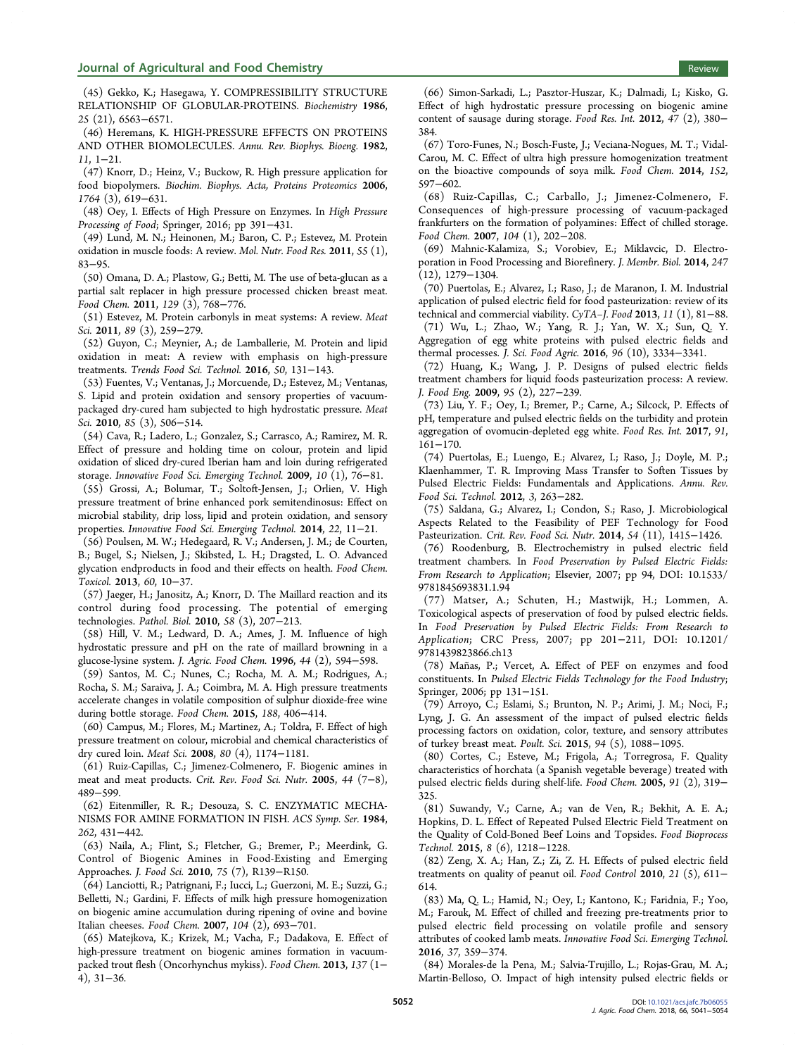(45) Gekko, K.; Hasegawa, Y. COMPRESSIBILITY STRUCTURE RELATIONSHIP OF GLOBULAR-PROTEINS. *Biochemistry* **1986**, *25* (21), 6563−6571.

(46) Heremans, K. HIGH-PRESSURE EFFECTS ON PROTEINS AND OTHER BIOMOLECULES. *Annu. Rev. Biophys. Bioeng.* **1982**, *11*, 1−21.

(47) Knorr, D.; Heinz, V.; Buckow, R. High pressure application for food biopolymers. *Biochim. Biophys. Acta, Proteins Proteomics* **2006**, *1764* (3), 619−631.

(48) Oey, I. Effects of High Pressure on Enzymes. In *High Pressure Processing of Food*; Springer, 2016; pp 391−431.

(49) Lund, M. N.; Heinonen, M.; Baron, C. P.; Estevez, M. Protein oxidation in muscle foods: A review. *Mol. Nutr. Food Res.* **2011**, *55* (1), 83−95.

(50) Omana, D. A.; Plastow, G.; Betti, M. The use of beta-glucan as a partial salt replacer in high pressure processed chicken breast meat. *Food Chem.* **2011**, *129* (3), 768−776.

(51) Estevez, M. Protein carbonyls in meat systems: A review. *Meat Sci.* **2011**, *89* (3), 259−279.

(52) Guyon, C.; Meynier, A.; de Lamballerie, M. Protein and lipid oxidation in meat: A review with emphasis on high-pressure treatments. *Trends Food Sci. Technol.* **2016**, *50*, 131−143.

(53) Fuentes, V.; Ventanas, J.; Morcuende, D.; Estevez, M.; Ventanas, S. Lipid and protein oxidation and sensory properties of vacuum-packaged dry-cured ham subjected to high hydrostatic pressure. *Meat Sci.* **2010**, *85* (3), 506−514.

(54) Cava, R.; Ladero, L.; Gonzalez, S.; Carrasco, A.; Ramirez, M. R. Effect of pressure and holding time on colour, protein and lipid oxidation of sliced dry-cured Iberian ham and loin during refrigerated storage. *Innovative Food Sci. Emerging Technol.* **2009**, *10* (1), 76−81.

(55) Grossi, A.; Bolumar, T.; Soltoft-Jensen, J.; Orlien, V. High pressure treatment of brine enhanced pork semitendinosus: Effect on microbial stability, drip loss, lipid and protein oxidation, and sensory properties. *Innovative Food Sci. Emerging Technol.* **2014**, *22*, 11−21.

(56) Poulsen, M. W.; Hedegaard, R. V.; Andersen, J. M.; de Courten, B.; Bugel, S.; Nielsen, J.; Skibsted, L. H.; Dragsted, L. O. Advanced glycation endproducts in food and their effects on health. *Food Chem. Toxicol.* **2013**, *60*, 10−37.

(57) Jaeger, H.; Janositz, A.; Knorr, D. The Maillard reaction and its control during food processing. The potential of emerging technologies. *Pathol. Biol.* **2010**, *58* (3), 207−213.

(58) Hill, V. M.; Ledward, D. A.; Ames, J. M. Influence of high hydrostatic pressure and pH on the rate of maillard browning in a glucose-lysine system. *J. Agric. Food Chem.* **1996**, *44* (2), 594−598.

(59) Santos, M. C.; Nunes, C.; Rocha, M. A. M.; Rodrigues, A.; Rocha, S. M.; Saraiva, J. A.; Coimbra, M. A. High pressure treatments accelerate changes in volatile composition of sulphur dioxide-free wine during bottle storage. *Food Chem.* **2015**, *188*, 406−414.

(60) Campus, M.; Flores, M.; Martinez, A.; Toldra, F. Effect of high pressure treatment on colour, microbial and chemical characteristics of dry cured loin. *Meat Sci.* **2008**, *80* (4), 1174−1181.

(61) Ruiz-Capillas, C.; Jimenez-Colmenero, F. Biogenic amines in meat and meat products. *Crit. Rev. Food Sci. Nutr.* **2005**, *44* (7−8), 489−599.

(62) Eitenmiller, R. R.; Desouza, S. C. ENZYMATIC MECHANISMS FOR AMINE FORMATION IN FISH. *ACS Symp. Ser.* **1984**, *262*, 431−442.

(63) Naila, A.; Flint, S.; Fletcher, G.; Bremer, P.; Meerdink, G. Control of Biogenic Amines in Food-Existing and Emerging Approaches. *J. Food Sci.* **2010**, *75* (7), R139−R150.

(64) Lanciotti, R.; Patrignani, F.; Iucci, L.; Guerzoni, M. E.; Suzzi, G.; Belletti, N.; Gardini, F. Effects of milk high pressure homogenization on biogenic amine accumulation during ripening of ovine and bovine Italian cheeses. *Food Chem.* **2007**, *104* (2), 693−701.

(65) Matejkova, K.; Krizek, M.; Vacha, F.; Dadakova, E. Effect of high-pressure treatment on biogenic amines formation in vacuum-packed trout flesh (Oncorhynchus mykiss). *Food Chem.* **2013**, *137* (1−4), 31−36.

(66) Simon-Sarkadi, L.; Pasztor-Huszar, K.; Dalmadi, I.; Kisko, G. Effect of high hydrostatic pressure processing on biogenic amine content of sausage during storage. *Food Res. Int.* **2012**, *47* (2), 380−384.

(67) Toro-Funes, N.; Bosch-Fuste, J.; Veciana-Nogues, M. T.; Vidal-Carou, M. C. Effect of ultra high pressure homogenization treatment on the bioactive compounds of soya milk. *Food Chem.* **2014**, *152*, 597−602.

(68) Ruiz-Capillas, C.; Carballo, J.; Jimenez-Colmenero, F. Consequences of high-pressure processing of vacuum-packaged frankfurters on the formation of polyamines: Effect of chilled storage. *Food Chem.* **2007**, *104* (1), 202−208.

(69) Mahnic-Kalamiza, S.; Vorobiev, E.; Miklavcic, D. Electroporation in Food Processing and Biorefinery. *J. Membr. Biol.* **2014**, *247* (12), 1279−1304.

(70) Puertolas, E.; Alvarez, I.; Raso, J.; de Maranon, I. M. Industrial application of pulsed electric field for food pasteurization: review of its technical and commercial viability. *CyTA–J. Food* **2013**, *11* (1), 81−88.

(71) Wu, L.; Zhao, W.; Yang, R. J.; Yan, W. X.; Sun, Q. Y. Aggregation of egg white proteins with pulsed electric fields and thermal processes. *J. Sci. Food Agric.* **2016**, *96* (10), 3334−3341.

(72) Huang, K.; Wang, J. P. Designs of pulsed electric fields treatment chambers for liquid foods pasteurization process: A review. *J. Food Eng.* **2009**, *95* (2), 227−239.

(73) Liu, Y. F.; Oey, I.; Bremer, P.; Carne, A.; Silcock, P. Effects of pH, temperature and pulsed electric fields on the turbidity and protein aggregation of ovomucin-depleted egg white. *Food Res. Int.* **2017**, *91*, 161−170.

(74) Puertolas, E.; Luengo, E.; Alvarez, I.; Raso, J.; Doyle, M. P.; Klaenhammer, T. R. Improving Mass Transfer to Soften Tissues by Pulsed Electric Fields: Fundamentals and Applications. *Annu. Rev. Food Sci. Technol.* **2012**, *3*, 263−282.

(75) Saldana, G.; Alvarez, I.; Condon, S.; Raso, J. Microbiological Aspects Related to the Feasibility of PEF Technology for Food Pasteurization. *Crit. Rev. Food Sci. Nutr.* **2014**, *54* (11), 1415−1426.

(76) Roodenburg, B. Electrochemistry in pulsed electric field treatment chambers. In *Food Preservation by Pulsed Electric Fields: From Research to Application*; Elsevier, 2007; pp 94, DOI: 10.1533/9781845693831.1.94

(77) Matser, A.; Schuten, H.; Mastwijk, H.; Lommen, A. Toxicological aspects of preservation of food by pulsed electric fields. In *Food Preservation by Pulsed Electric Fields: From Research to Application*; CRC Press, 2007; pp 201−211, DOI: 10.1201/9781439823866.ch13

(78) Mañas, P.; Vercet, A. Effect of PEF on enzymes and food constituents. In *Pulsed Electric Fields Technology for the Food Industry*; Springer, 2006; pp 131−151.

(79) Arroyo, C.; Eslami, S.; Brunton, N. P.; Arimi, J. M.; Noci, F.; Lyng, J. G. An assessment of the impact of pulsed electric fields processing factors on oxidation, color, texture, and sensory attributes of turkey breast meat. *Poult. Sci.* **2015**, *94* (5), 1088−1095.

(80) Cortes, C.; Esteve, M.; Frigola, A.; Torregrosa, F. Quality characteristics of horchata (a Spanish vegetable beverage) treated with pulsed electric fields during shelf-life. *Food Chem.* **2005**, *91* (2), 319−325.

(81) Suwandy, V.; Carne, A.; van de Ven, R.; Bekhit, A. E. A.; Hopkins, D. L. Effect of Repeated Pulsed Electric Field Treatment on the Quality of Cold-Boned Beef Loins and Topsides. *Food Bioprocess Technol.* **2015**, *8* (6), 1218−1228.

(82) Zeng, X. A.; Han, Z.; Zi, Z. H. Effects of pulsed electric field treatments on quality of peanut oil. *Food Control* **2010**, *21* (5), 611−614.

(83) Ma, Q. L.; Hamid, N.; Oey, I.; Kantono, K.; Faridnia, F.; Yoo, M.; Farouk, M. Effect of chilled and freezing pre-treatments prior to pulsed electric field processing on volatile profile and sensory attributes of cooked lamb meats. *Innovative Food Sci. Emerging Technol.* **2016**, *37*, 359−374.

(84) Morales-de la Pena, M.; Salvia-Trujillo, L.; Rojas-Grau, M. A.; Martin-Belloso, O. Impact of high intensity pulsed electric fields or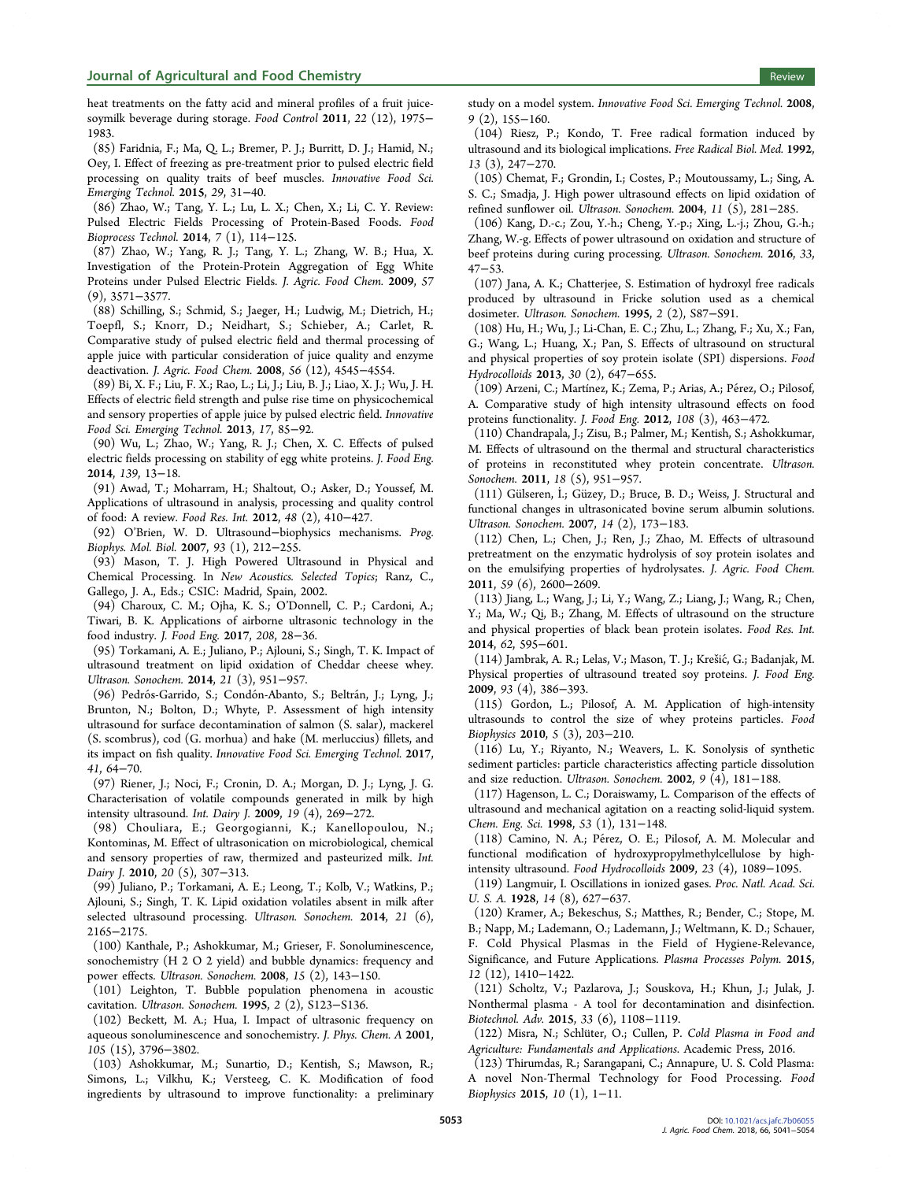heat treatments on the fatty acid and mineral profiles of a fruit juice-soymilk beverage during storage. *Food Control* **2011**, *22* (12), 1975−1983.

(85) Faridnia, F.; Ma, Q. L.; Bremer, P. J.; Burritt, D. J.; Hamid, N.; Oey, I. Effect of freezing as pre-treatment prior to pulsed electric field processing on quality traits of beef muscles. *Innovative Food Sci. Emerging Technol.* **2015**, *29*, 31−40.

(86) Zhao, W.; Tang, Y. L.; Lu, L. X.; Chen, X.; Li, C. Y. Review: Pulsed Electric Fields Processing of Protein-Based Foods. *Food Bioprocess Technol.* **2014**, *7* (1), 114−125.

(87) Zhao, W.; Yang, R. J.; Tang, Y. L.; Zhang, W. B.; Hua, X. Investigation of the Protein-Protein Aggregation of Egg White Proteins under Pulsed Electric Fields. *J. Agric. Food Chem.* **2009**, *57* (9), 3571−3577.

(88) Schilling, S.; Schmid, S.; Jaeger, H.; Ludwig, M.; Dietrich, H.; Toepfl, S.; Knorr, D.; Neidhart, S.; Schieber, A.; Carlet, R. Comparative study of pulsed electric field and thermal processing of apple juice with particular consideration of juice quality and enzyme deactivation. *J. Agric. Food Chem.* **2008**, *56* (12), 4545−4554.

(89) Bi, X. F.; Liu, F. X.; Rao, L.; Li, J.; Liu, B. J.; Liao, X. J.; Wu, J. H. Effects of electric field strength and pulse rise time on physicochemical and sensory properties of apple juice by pulsed electric field. *Innovative Food Sci. Emerging Technol.* **2013**, *17*, 85−92.

(90) Wu, L.; Zhao, W.; Yang, R. J.; Chen, X. C. Effects of pulsed electric fields processing on stability of egg white proteins. *J. Food Eng.* **2014**, *139*, 13−18.

(91) Awad, T.; Moharram, H.; Shaltout, O.; Asker, D.; Youssef, M. Applications of ultrasound in analysis, processing and quality control of food: A review. *Food Res. Int.* **2012**, *48* (2), 410−427.

(92) O'Brien, W. D. Ultrasound−biophysics mechanisms. *Prog. Biophys. Mol. Biol.* **2007**, *93* (1), 212−255.

(93) Mason, T. J. High Powered Ultrasound in Physical and Chemical Processing. In *New Acoustics. Selected Topics*; Ranz, C., Gallego, J. A., Eds.; CSIC: Madrid, Spain, 2002.

(94) Charoux, C. M.; Ojha, K. S.; O'Donnell, C. P.; Cardoni, A.; Tiwari, B. K. Applications of airborne ultrasonic technology in the food industry. *J. Food Eng.* **2017**, *208*, 28−36.

(95) Torkamani, A. E.; Juliano, P.; Ajlouni, S.; Singh, T. K. Impact of ultrasound treatment on lipid oxidation of Cheddar cheese whey. *Ultrason. Sonochem.* **2014**, *21* (3), 951−957.

(96) Pedrós-Garrido, S.; Condón-Abanto, S.; Beltrán, J.; Lyng, J.; Brunton, N.; Bolton, D.; Whyte, P. Assessment of high intensity ultrasound for surface decontamination of salmon (S. salar), mackerel (S. scombrus), cod (G. morhua) and hake (M. merluccius) fillets, and its impact on fish quality. *Innovative Food Sci. Emerging Technol.* **2017**, *41*, 64−70.

(97) Riener, J.; Noci, F.; Cronin, D. A.; Morgan, D. J.; Lyng, J. G. Characterisation of volatile compounds generated in milk by high intensity ultrasound. *Int. Dairy J.* **2009**, *19* (4), 269−272.

(98) Chouliara, E.; Georgogianni, K.; Kanellopoulou, N.; Kontominas, M. Effect of ultrasonication on microbiological, chemical and sensory properties of raw, thermized and pasteurized milk. *Int. Dairy J.* **2010**, *20* (5), 307−313.

(99) Juliano, P.; Torkamani, A. E.; Leong, T.; Kolb, V.; Watkins, P.; Ajlouni, S.; Singh, T. K. Lipid oxidation volatiles absent in milk after selected ultrasound processing. *Ultrason. Sonochem.* **2014**, *21* (6), 2165−2175.

(100) Kanthale, P.; Ashokkumar, M.; Grieser, F. Sonoluminescence, sonochemistry (H 2 O 2 yield) and bubble dynamics: frequency and power effects. *Ultrason. Sonochem.* **2008**, *15* (2), 143−150.

(101) Leighton, T. Bubble population phenomena in acoustic cavitation. *Ultrason. Sonochem.* **1995**, *2* (2), S123−S136.

(102) Beckett, M. A.; Hua, I. Impact of ultrasonic frequency on aqueous sonoluminescence and sonochemistry. *J. Phys. Chem. A* **2001**, *105* (15), 3796−3802.

(103) Ashokkumar, M.; Sunartio, D.; Kentish, S.; Mawson, R.; Simons, L.; Vilkhu, K.; Versteeg, C. K. Modification of food ingredients by ultrasound to improve functionality: a preliminary study on a model system. *Innovative Food Sci. Emerging Technol.* **2008**, *9* (2), 155−160.

(104) Riesz, P.; Kondo, T. Free radical formation induced by ultrasound and its biological implications. *Free Radical Biol. Med.* **1992**, *13* (3), 247−270.

(105) Chemat, F.; Grondin, I.; Costes, P.; Moutoussamy, L.; Sing, A. S. C.; Smadja, J. High power ultrasound effects on lipid oxidation of refined sunflower oil. *Ultrason. Sonochem.* **2004**, *11* (5), 281−285.

(106) Kang, D.-c.; Zou, Y.-h.; Cheng, Y.-p.; Xing, L.-j.; Zhou, G.-h.; Zhang, W.-g. Effects of power ultrasound on oxidation and structure of beef proteins during curing processing. *Ultrason. Sonochem.* **2016**, *33*, 47−53.

(107) Jana, A. K.; Chatterjee, S. Estimation of hydroxyl free radicals produced by ultrasound in Fricke solution used as a chemical dosimeter. *Ultrason. Sonochem.* **1995**, *2* (2), S87−S91.

(108) Hu, H.; Wu, J.; Li-Chan, E. C.; Zhu, L.; Zhang, F.; Xu, X.; Fan, G.; Wang, L.; Huang, X.; Pan, S. Effects of ultrasound on structural and physical properties of soy protein isolate (SPI) dispersions. *Food Hydrocolloids* **2013**, *30* (2), 647−655.

(109) Arzeni, C.; Martínez, K.; Zema, P.; Arias, A.; Pérez, O.; Pilosof, A. Comparative study of high intensity ultrasound effects on food proteins functionality. *J. Food Eng.* **2012**, *108* (3), 463−472.

(110) Chandrapala, J.; Zisu, B.; Palmer, M.; Kentish, S.; Ashokkumar, M. Effects of ultrasound on the thermal and structural characteristics of proteins in reconstituted whey protein concentrate. *Ultrason. Sonochem.* **2011**, *18* (5), 951−957.

(111) Gülseren, İ.; Güzey, D.; Bruce, B. D.; Weiss, J. Structural and functional changes in ultrasonicated bovine serum albumin solutions. *Ultrason. Sonochem.* **2007**, *14* (2), 173−183.

(112) Chen, L.; Chen, J.; Ren, J.; Zhao, M. Effects of ultrasound pretreatment on the enzymatic hydrolysis of soy protein isolates and on the emulsifying properties of hydrolysates. *J. Agric. Food Chem.* **2011**, *59* (6), 2600−2609.

(113) Jiang, L.; Wang, J.; Li, Y.; Wang, Z.; Liang, J.; Wang, R.; Chen, Y.; Ma, W.; Qi, B.; Zhang, M. Effects of ultrasound on the structure and physical properties of black bean protein isolates. *Food Res. Int.* **2014**, *62*, 595−601.

(114) Jambrak, A. R.; Lelas, V.; Mason, T. J.; Krešić, G.; Badanjak, M. Physical properties of ultrasound treated soy proteins. *J. Food Eng.* **2009**, *93* (4), 386−393.

(115) Gordon, L.; Pilosof, A. M. Application of high-intensity ultrasounds to control the size of whey proteins particles. *Food Biophysics* **2010**, *5* (3), 203−210.

(116) Lu, Y.; Riyanto, N.; Weavers, L. K. Sonolysis of synthetic sediment particles: particle characteristics affecting particle dissolution and size reduction. *Ultrason. Sonochem.* **2002**, *9* (4), 181−188.

(117) Hagenson, L. C.; Doraiswamy, L. Comparison of the effects of ultrasound and mechanical agitation on a reacting solid-liquid system. *Chem. Eng. Sci.* **1998**, *53* (1), 131−148.

(118) Camino, N. A.; Pérez, O. E.; Pilosof, A. M. Molecular and functional modification of hydroxypropylmethylcellulose by high-intensity ultrasound. *Food Hydrocolloids* **2009**, *23* (4), 1089−1095.

(119) Langmuir, I. Oscillations in ionized gases. *Proc. Natl. Acad. Sci. U. S. A.* **1928**, *14* (8), 627−637.

(120) Kramer, A.; Bekeschus, S.; Matthes, R.; Bender, C.; Stope, M. B.; Napp, M.; Lademann, O.; Lademann, J.; Weltmann, K. D.; Schauer, F. Cold Physical Plasmas in the Field of Hygiene-Relevance, Significance, and Future Applications. *Plasma Processes Polym.* **2015**, *12* (12), 1410−1422.

(121) Scholtz, V.; Pazlarova, J.; Souskova, H.; Khun, J.; Julak, J. Nonthermal plasma - A tool for decontamination and disinfection. *Biotechnol. Adv.* **2015**, *33* (6), 1108−1119.

(122) Misra, N.; Schlüter, O.; Cullen, P. *Cold Plasma in Food and Agriculture: Fundamentals and Applications*. Academic Press, 2016.

(123) Thirumdas, R.; Sarangapani, C.; Annapure, U. S. Cold Plasma: A novel Non-Thermal Technology for Food Processing. *Food Biophysics* **2015**, *10* (1), 1−11.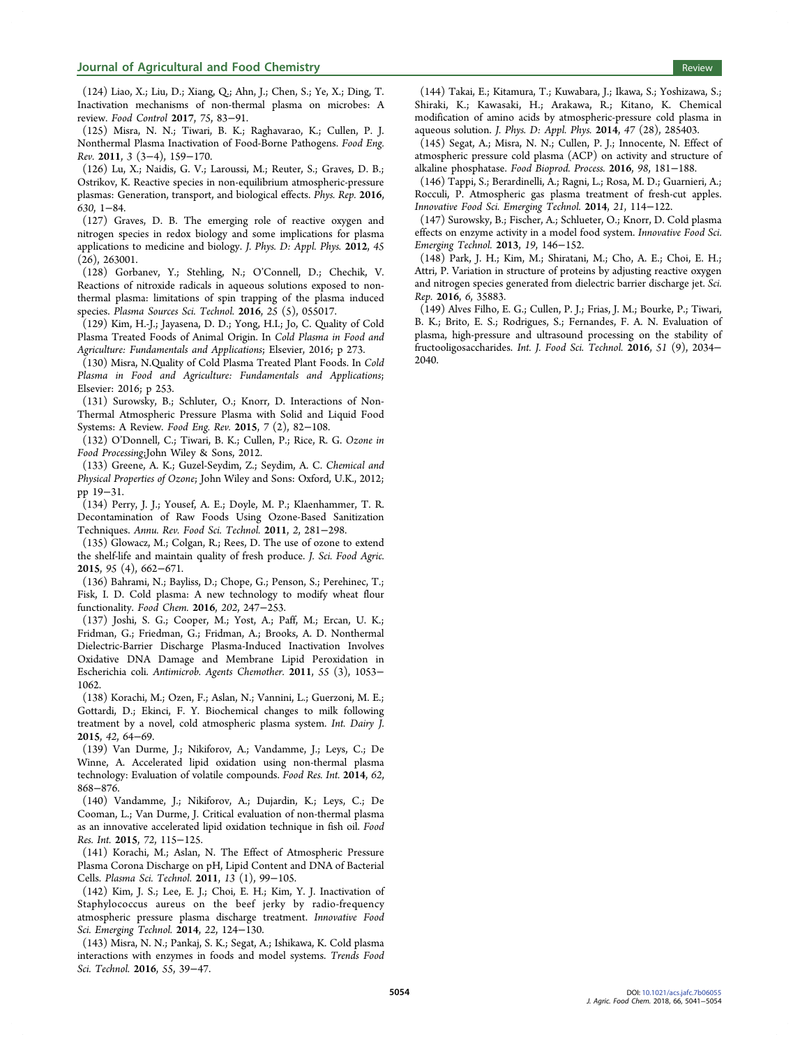(124) Liao, X.; Liu, D.; Xiang, Q.; Ahn, J.; Chen, S.; Ye, X.; Ding, T. Inactivation mechanisms of non-thermal plasma on microbes: A review. *Food Control* **2017**, *75*, 83−91.

(125) Misra, N. N.; Tiwari, B. K.; Raghavarao, K.; Cullen, P. J. Nonthermal Plasma Inactivation of Food-Borne Pathogens. *Food Eng. Rev.* **2011**, *3* (3−4), 159−170.

(126) Lu, X.; Naidis, G. V.; Laroussi, M.; Reuter, S.; Graves, D. B.; Ostrikov, K. Reactive species in non-equilibrium atmospheric-pressure plasmas: Generation, transport, and biological effects. *Phys. Rep.* **2016**, *630*, 1−84.

(127) Graves, D. B. The emerging role of reactive oxygen and nitrogen species in redox biology and some implications for plasma applications to medicine and biology. *J. Phys. D: Appl. Phys.* **2012**, *45* (26), 263001.

(128) Gorbanev, Y.; Stehling, N.; O'Connell, D.; Chechik, V. Reactions of nitroxide radicals in aqueous solutions exposed to non-thermal plasma: limitations of spin trapping of the plasma induced species. *Plasma Sources Sci. Technol.* **2016**, *25* (5), 055017.

(129) Kim, H.-J.; Jayasena, D. D.; Yong, H.I.; Jo, C. Quality of Cold Plasma Treated Foods of Animal Origin. In *Cold Plasma in Food and Agriculture: Fundamentals and Applications*; Elsevier, 2016; p 273.

(130) Misra, N.Quality of Cold Plasma Treated Plant Foods. In *Cold Plasma in Food and Agriculture: Fundamentals and Applications*; Elsevier: 2016; p 253.

(131) Surowsky, B.; Schluter, O.; Knorr, D. Interactions of Non-Thermal Atmospheric Pressure Plasma with Solid and Liquid Food Systems: A Review. *Food Eng. Rev.* **2015**, *7* (2), 82−108.

(132) O'Donnell, C.; Tiwari, B. K.; Cullen, P.; Rice, R. G. *Ozone in Food Processing*;John Wiley & Sons, 2012.

(133) Greene, A. K.; Guzel-Seydim, Z.; Seydim, A. C. *Chemical and Physical Properties of Ozone*; John Wiley and Sons: Oxford, U.K., 2012; pp 19−31.

(134) Perry, J. J.; Yousef, A. E.; Doyle, M. P.; Klaenhammer, T. R. Decontamination of Raw Foods Using Ozone-Based Sanitization Techniques. *Annu. Rev. Food Sci. Technol.* **2011**, *2*, 281−298.

(135) Glowacz, M.; Colgan, R.; Rees, D. The use of ozone to extend the shelf-life and maintain quality of fresh produce. *J. Sci. Food Agric.* **2015**, *95* (4), 662−671.

(136) Bahrami, N.; Bayliss, D.; Chope, G.; Penson, S.; Perehinec, T.; Fisk, I. D. Cold plasma: A new technology to modify wheat flour functionality. *Food Chem.* **2016**, *202*, 247−253.

(137) Joshi, S. G.; Cooper, M.; Yost, A.; Paff, M.; Ercan, U. K.; Fridman, G.; Friedman, G.; Fridman, A.; Brooks, A. D. Nonthermal Dielectric-Barrier Discharge Plasma-Induced Inactivation Involves Oxidative DNA Damage and Membrane Lipid Peroxidation in Escherichia coli. *Antimicrob. Agents Chemother.* **2011**, *55* (3), 1053−1062.

(138) Korachi, M.; Ozen, F.; Aslan, N.; Vannini, L.; Guerzoni, M. E.; Gottardi, D.; Ekinci, F. Y. Biochemical changes to milk following treatment by a novel, cold atmospheric plasma system. *Int. Dairy J.* **2015**, *42*, 64−69.

(139) Van Durme, J.; Nikiforov, A.; Vandamme, J.; Leys, C.; De Winne, A. Accelerated lipid oxidation using non-thermal plasma technology: Evaluation of volatile compounds. *Food Res. Int.* **2014**, *62*, 868−876.

(140) Vandamme, J.; Nikiforov, A.; Dujardin, K.; Leys, C.; De Cooman, L.; Van Durme, J. Critical evaluation of non-thermal plasma as an innovative accelerated lipid oxidation technique in fish oil. *Food Res. Int.* **2015**, *72*, 115−125.

(141) Korachi, M.; Aslan, N. The Effect of Atmospheric Pressure Plasma Corona Discharge on pH, Lipid Content and DNA of Bacterial Cells. *Plasma Sci. Technol.* **2011**, *13* (1), 99−105.

(142) Kim, J. S.; Lee, E. J.; Choi, E. H.; Kim, Y. J. Inactivation of Staphylococcus aureus on the beef jerky by radio-frequency atmospheric pressure plasma discharge treatment. *Innovative Food Sci. Emerging Technol.* **2014**, *22*, 124−130.

(143) Misra, N. N.; Pankaj, S. K.; Segat, A.; Ishikawa, K. Cold plasma interactions with enzymes in foods and model systems. *Trends Food Sci. Technol.* **2016**, *55*, 39−47.

(144) Takai, E.; Kitamura, T.; Kuwabara, J.; Ikawa, S.; Yoshizawa, S.; Shiraki, K.; Kawasaki, H.; Arakawa, R.; Kitano, K. Chemical modification of amino acids by atmospheric-pressure cold plasma in aqueous solution. *J. Phys. D: Appl. Phys.* **2014**, *47* (28), 285403.

(145) Segat, A.; Misra, N. N.; Cullen, P. J.; Innocente, N. Effect of atmospheric pressure cold plasma (ACP) on activity and structure of alkaline phosphatase. *Food Bioprod. Process.* **2016**, *98*, 181−188.

(146) Tappi, S.; Berardinelli, A.; Ragni, L.; Rosa, M. D.; Guarnieri, A.; Rocculi, P. Atmospheric gas plasma treatment of fresh-cut apples. *Innovative Food Sci. Emerging Technol.* **2014**, *21*, 114−122.

(147) Surowsky, B.; Fischer, A.; Schlueter, O.; Knorr, D. Cold plasma effects on enzyme activity in a model food system. *Innovative Food Sci. Emerging Technol.* **2013**, *19*, 146−152.

(148) Park, J. H.; Kim, M.; Shiratani, M.; Cho, A. E.; Choi, E. H.; Attri, P. Variation in structure of proteins by adjusting reactive oxygen and nitrogen species generated from dielectric barrier discharge jet. *Sci. Rep.* **2016**, *6*, 35883.

(149) Alves Filho, E. G.; Cullen, P. J.; Frias, J. M.; Bourke, P.; Tiwari, B. K.; Brito, E. S.; Rodrigues, S.; Fernandes, F. A. N. Evaluation of plasma, high-pressure and ultrasound processing on the stability of fructooligosaccharides. *Int. J. Food Sci. Technol.* **2016**, *51* (9), 2034−2040.